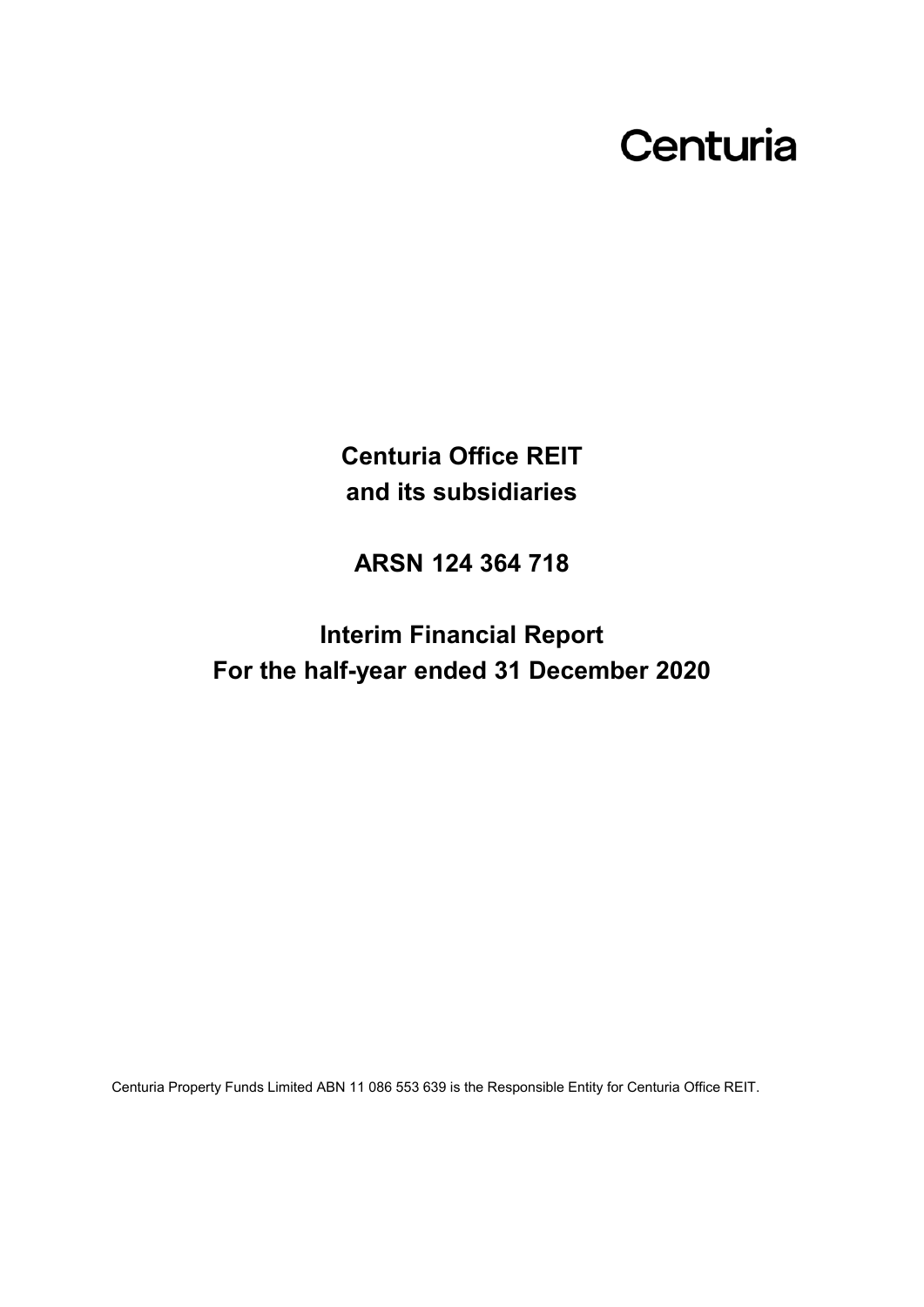Centuria

# Centuria Office REIT
# and its subsidiaries

## ARSN 124 364 718

# Interim Financial Report
# For the half-year ended 31 December 2020

Centuria Property Funds Limited ABN 11 086 553 639 is the Responsible Entity for Centuria Office REIT.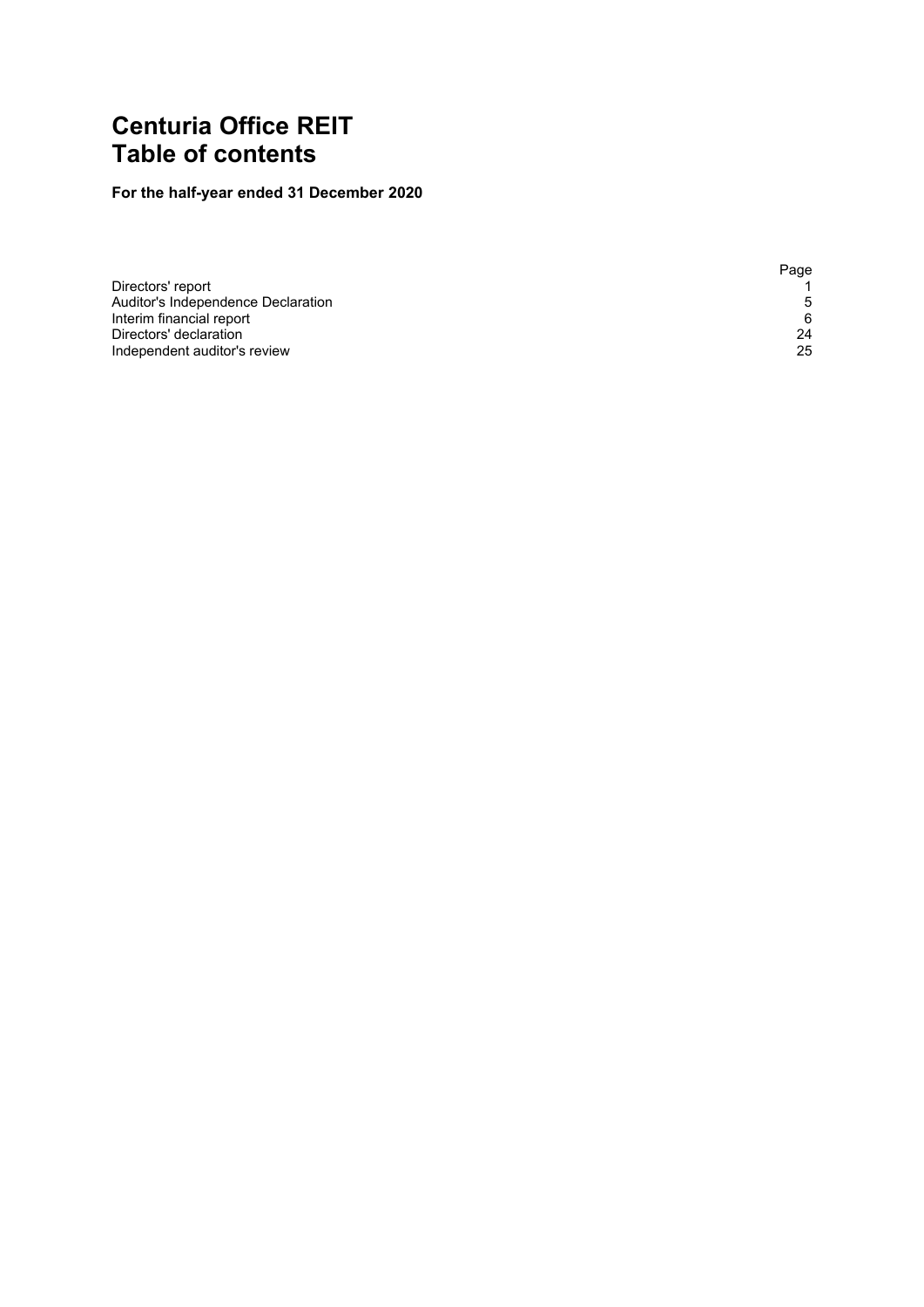# Centuria Office REIT
# Table of contents

**For the half-year ended 31 December 2020**

| | Page |
|---|---|
| Directors' report | 1 |
| Auditor's Independence Declaration | 5 |
| Interim financial report | 6 |
| Directors' declaration | 24 |
| Independent auditor's review | 25 |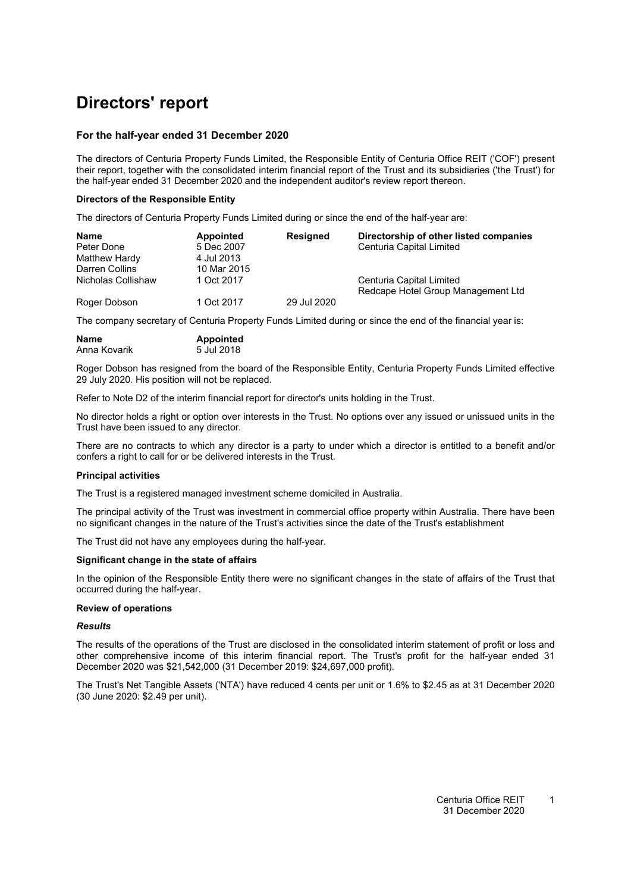# Directors' report

### For the half-year ended 31 December 2020

The directors of Centuria Property Funds Limited, the Responsible Entity of Centuria Office REIT ('COF') present their report, together with the consolidated interim financial report of the Trust and its subsidiaries ('the Trust') for the half-year ended 31 December 2020 and the independent auditor's review report thereon.

**Directors of the Responsible Entity**

The directors of Centuria Property Funds Limited during or since the end of the half-year are:

| Name | Appointed | Resigned | Directorship of other listed companies |
|---|---|---|---|
| Peter Done | 5 Dec 2007 | | Centuria Capital Limited |
| Matthew Hardy | 4 Jul 2013 | | |
| Darren Collins | 10 Mar 2015 | | |
| Nicholas Collishaw | 1 Oct 2017 | | Centuria Capital Limited<br>Redcape Hotel Group Management Ltd |
| Roger Dobson | 1 Oct 2017 | 29 Jul 2020 | |

The company secretary of Centuria Property Funds Limited during or since the end of the financial year is:

| Name | Appointed |
|---|---|
| Anna Kovarik | 5 Jul 2018 |

Roger Dobson has resigned from the board of the Responsible Entity, Centuria Property Funds Limited effective 29 July 2020. His position will not be replaced.

Refer to Note D2 of the interim financial report for director's units holding in the Trust.

No director holds a right or option over interests in the Trust. No options over any issued or unissued units in the Trust have been issued to any director.

There are no contracts to which any director is a party to under which a director is entitled to a benefit and/or confers a right to call for or be delivered interests in the Trust.

**Principal activities**

The Trust is a registered managed investment scheme domiciled in Australia.

The principal activity of the Trust was investment in commercial office property within Australia. There have been no significant changes in the nature of the Trust's activities since the date of the Trust's establishment

The Trust did not have any employees during the half-year.

**Significant change in the state of affairs**

In the opinion of the Responsible Entity there were no significant changes in the state of affairs of the Trust that occurred during the half-year.

**Review of operations**

***Results***

The results of the operations of the Trust are disclosed in the consolidated interim statement of profit or loss and other comprehensive income of this interim financial report. The Trust's profit for the half-year ended 31 December 2020 was $21,542,000 (31 December 2019: $24,697,000 profit).

The Trust's Net Tangible Assets ('NTA') have reduced 4 cents per unit or 1.6% to $2.45 as at 31 December 2020 (30 June 2020: $2.49 per unit).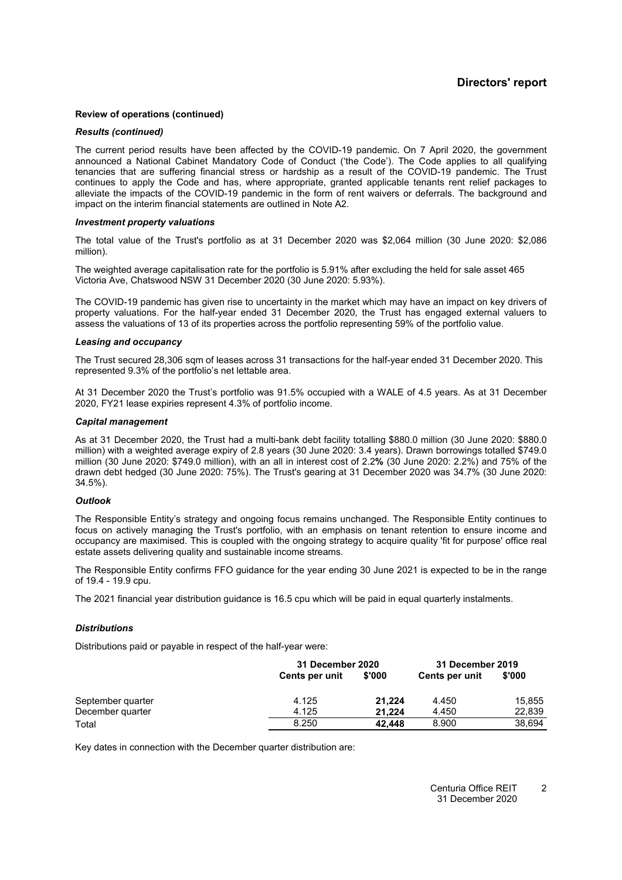## Directors' report

**Review of operations (continued)**

***Results (continued)***

The current period results have been affected by the COVID-19 pandemic. On 7 April 2020, the government announced a National Cabinet Mandatory Code of Conduct ('the Code'). The Code applies to all qualifying tenancies that are suffering financial stress or hardship as a result of the COVID-19 pandemic. The Trust continues to apply the Code and has, where appropriate, granted applicable tenants rent relief packages to alleviate the impacts of the COVID-19 pandemic in the form of rent waivers or deferrals. The background and impact on the interim financial statements are outlined in Note A2.

***Investment property valuations***

The total value of the Trust's portfolio as at 31 December 2020 was $2,064 million (30 June 2020: $2,086 million).

The weighted average capitalisation rate for the portfolio is 5.91% after excluding the held for sale asset 465 Victoria Ave, Chatswood NSW 31 December 2020 (30 June 2020: 5.93%).

The COVID-19 pandemic has given rise to uncertainty in the market which may have an impact on key drivers of property valuations. For the half-year ended 31 December 2020, the Trust has engaged external valuers to assess the valuations of 13 of its properties across the portfolio representing 59% of the portfolio value.

***Leasing and occupancy***

The Trust secured 28,306 sqm of leases across 31 transactions for the half-year ended 31 December 2020. This represented 9.3% of the portfolio's net lettable area.

At 31 December 2020 the Trust's portfolio was 91.5% occupied with a WALE of 4.5 years. As at 31 December 2020, FY21 lease expiries represent 4.3% of portfolio income.

***Capital management***

As at 31 December 2020, the Trust had a multi-bank debt facility totalling $880.0 million (30 June 2020: $880.0 million) with a weighted average expiry of 2.8 years (30 June 2020: 3.4 years). Drawn borrowings totalled $749.0 million (30 June 2020: $749.0 million), with an all in interest cost of 2.2**%** (30 June 2020: 2.2%) and 75% of the drawn debt hedged (30 June 2020: 75%). The Trust's gearing at 31 December 2020 was 34.7% (30 June 2020: 34.5%).

***Outlook***

The Responsible Entity's strategy and ongoing focus remains unchanged. The Responsible Entity continues to focus on actively managing the Trust's portfolio, with an emphasis on tenant retention to ensure income and occupancy are maximised. This is coupled with the ongoing strategy to acquire quality 'fit for purpose' office real estate assets delivering quality and sustainable income streams.

The Responsible Entity confirms FFO guidance for the year ending 30 June 2021 is expected to be in the range of 19.4 - 19.9 cpu.

The 2021 financial year distribution guidance is 16.5 cpu which will be paid in equal quarterly instalments.

***Distributions***

Distributions paid or payable in respect of the half-year were:

| | **31 December 2020** | | **31 December 2019** | |
|---|---|---|---|---|
| | **Cents per unit** | **$'000** | **Cents per unit** | **$'000** |
| September quarter | 4.125 | **21,224** | 4.450 | 15,855 |
| December quarter | 4.125 | **21,224** | 4.450 | 22,839 |
| Total | 8.250 | **42,448** | 8.900 | 38,694 |

Key dates in connection with the December quarter distribution are: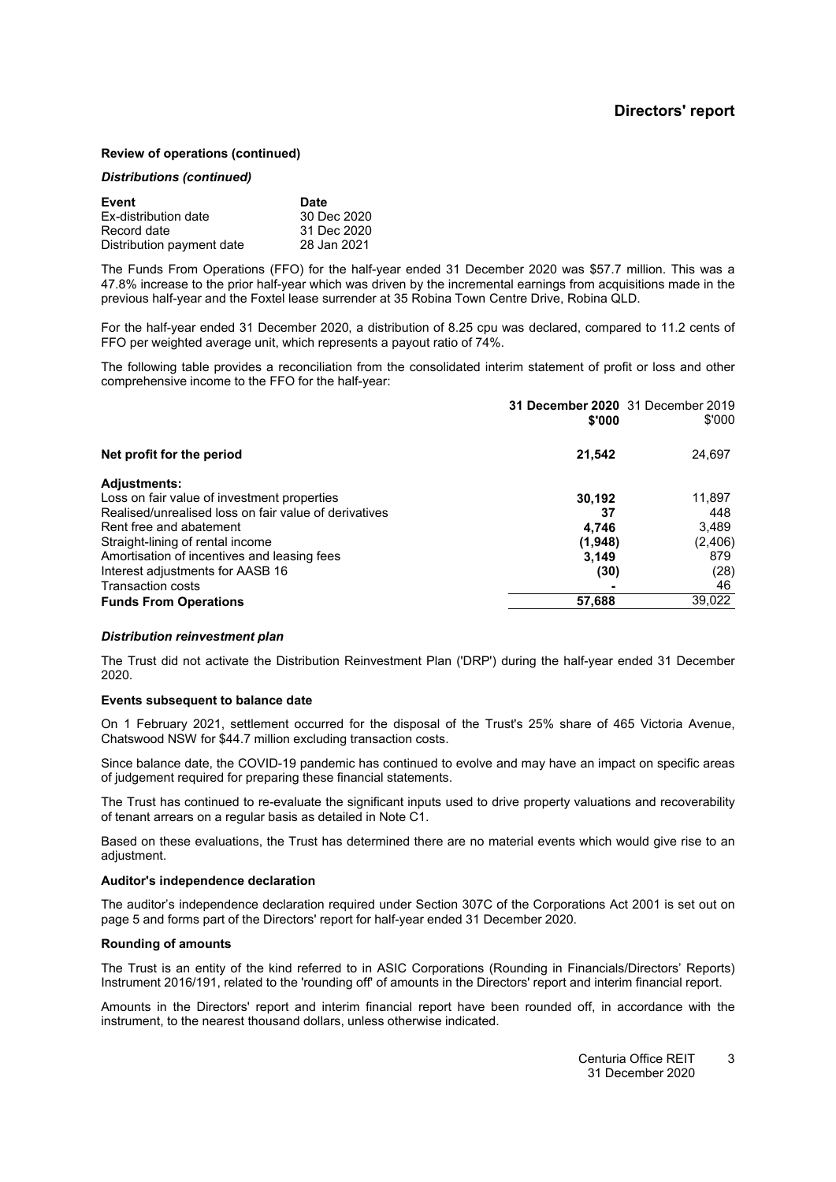**Review of operations (continued)**

***Distributions (continued)***

| Event | Date |
|---|---|
| Ex-distribution date | 30 Dec 2020 |
| Record date | 31 Dec 2020 |
| Distribution payment date | 28 Jan 2021 |

The Funds From Operations (FFO) for the half-year ended 31 December 2020 was $57.7 million. This was a 47.8% increase to the prior half-year which was driven by the incremental earnings from acquisitions made in the previous half-year and the Foxtel lease surrender at 35 Robina Town Centre Drive, Robina QLD.

For the half-year ended 31 December 2020, a distribution of 8.25 cpu was declared, compared to 11.2 cents of FFO per weighted average unit, which represents a payout ratio of 74%.

The following table provides a reconciliation from the consolidated interim statement of profit or loss and other comprehensive income to the FFO for the half-year:

| | **31 December 2020** **$'000** | 31 December 2019 $'000 |
|---|---|---|
| **Net profit for the period** | **21,542** | 24,697 |
| **Adjustments:** | | |
| Loss on fair value of investment properties | **30,192** | 11,897 |
| Realised/unrealised loss on fair value of derivatives | **37** | 448 |
| Rent free and abatement | **4,746** | 3,489 |
| Straight-lining of rental income | **(1,948)** | (2,406) |
| Amortisation of incentives and leasing fees | **3,149** | 879 |
| Interest adjustments for AASB 16 | **(30)** | (28) |
| Transaction costs | **-** | 46 |
| **Funds From Operations** | **57,688** | 39,022 |

***Distribution reinvestment plan***

The Trust did not activate the Distribution Reinvestment Plan ('DRP') during the half-year ended 31 December 2020.

**Events subsequent to balance date**

On 1 February 2021, settlement occurred for the disposal of the Trust's 25% share of 465 Victoria Avenue, Chatswood NSW for $44.7 million excluding transaction costs.

Since balance date, the COVID-19 pandemic has continued to evolve and may have an impact on specific areas of judgement required for preparing these financial statements.

The Trust has continued to re-evaluate the significant inputs used to drive property valuations and recoverability of tenant arrears on a regular basis as detailed in Note C1.

Based on these evaluations, the Trust has determined there are no material events which would give rise to an adjustment.

**Auditor's independence declaration**

The auditor's independence declaration required under Section 307C of the Corporations Act 2001 is set out on page 5 and forms part of the Directors' report for half-year ended 31 December 2020.

**Rounding of amounts**

The Trust is an entity of the kind referred to in ASIC Corporations (Rounding in Financials/Directors' Reports) Instrument 2016/191, related to the 'rounding off' of amounts in the Directors' report and interim financial report.

Amounts in the Directors' report and interim financial report have been rounded off, in accordance with the instrument, to the nearest thousand dollars, unless otherwise indicated.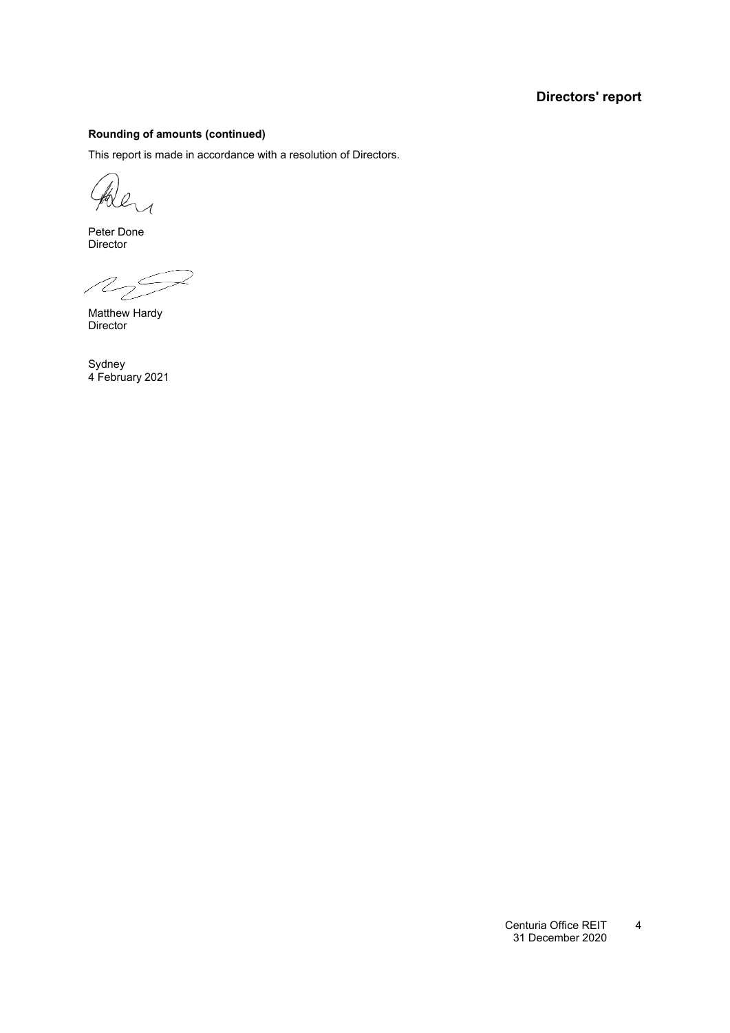**Rounding of amounts (continued)**

This report is made in accordance with a resolution of Directors.

Peter Done
Director

Matthew Hardy
Director

Sydney
4 February 2021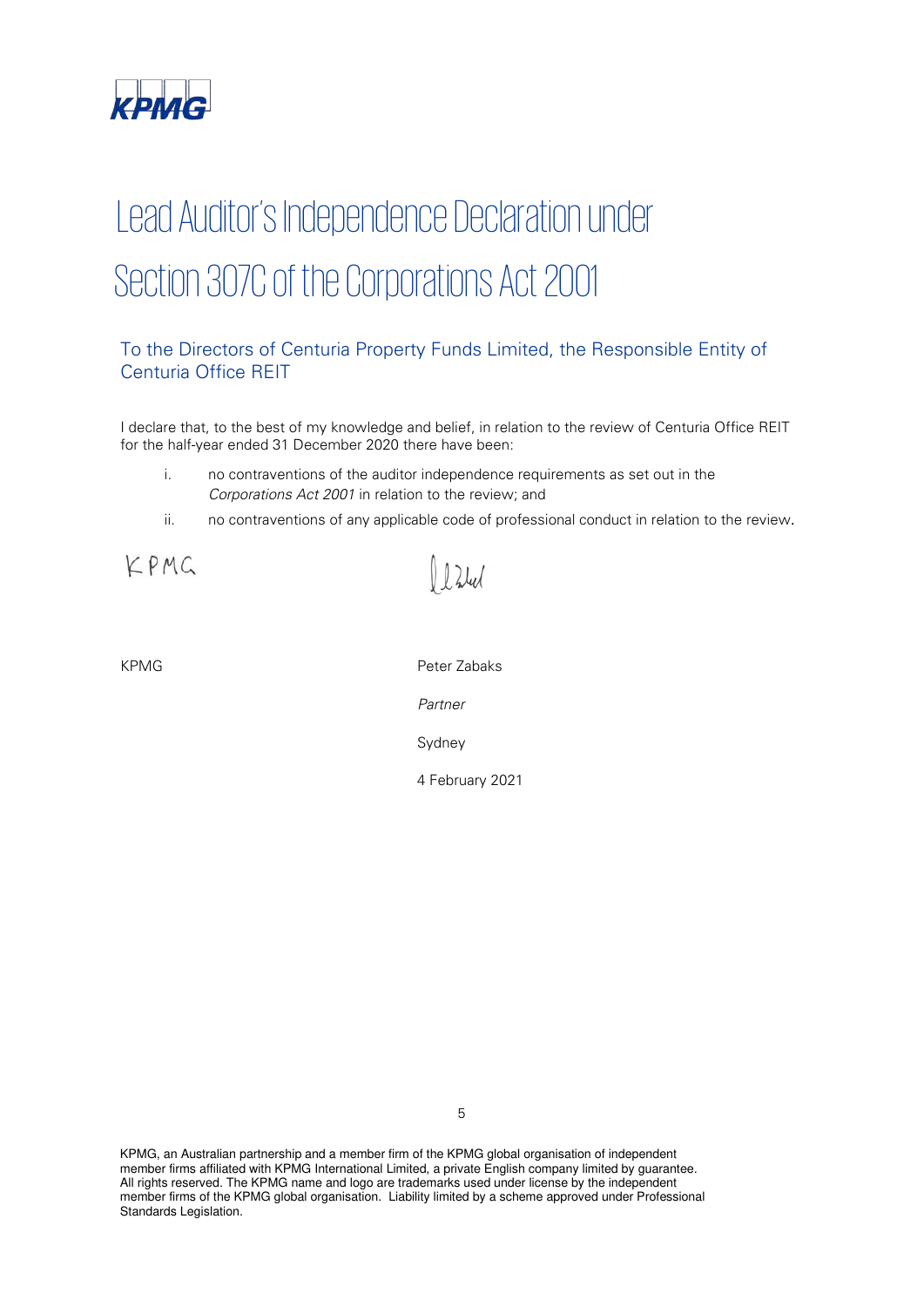# Lead Auditor's Independence Declaration under Section 307C of the Corporations Act 2001

## To the Directors of Centuria Property Funds Limited, the Responsible Entity of Centuria Office REIT

I declare that, to the best of my knowledge and belief, in relation to the review of Centuria Office REIT for the half-year ended 31 December 2020 there have been:

i. no contraventions of the auditor independence requirements as set out in the *Corporations Act 2001* in relation to the review; and

ii. no contraventions of any applicable code of professional conduct in relation to the review.

KPMG

KPMG

Peter Zabaks

*Partner*

Sydney

4 February 2021

KPMG, an Australian partnership and a member firm of the KPMG global organisation of independent member firms affiliated with KPMG International Limited, a private English company limited by guarantee. All rights reserved. The KPMG name and logo are trademarks used under license by the independent member firms of the KPMG global organisation. Liability limited by a scheme approved under Professional Standards Legislation.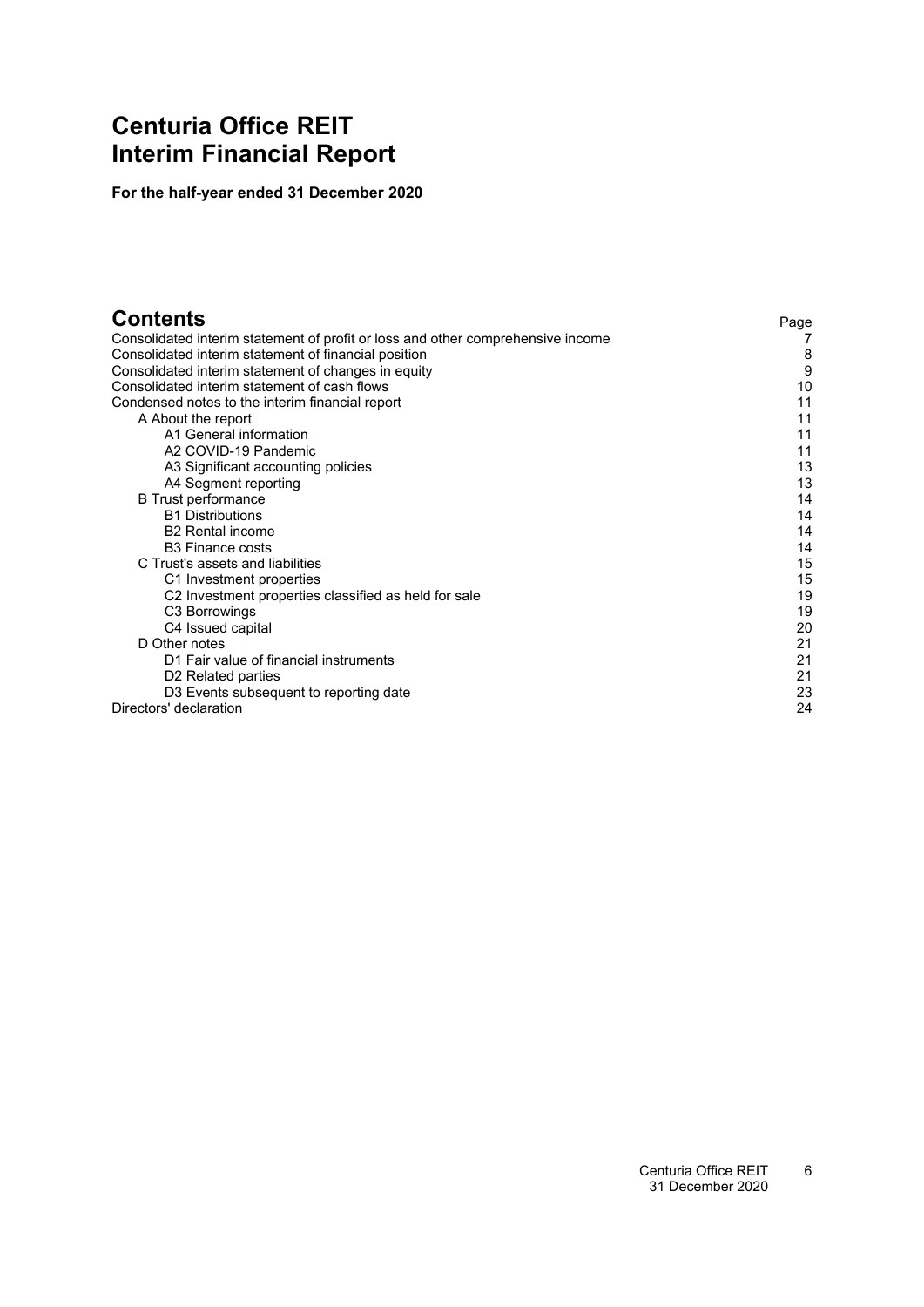# Centuria Office REIT
# Interim Financial Report

**For the half-year ended 31 December 2020**

## Contents

| | Page |
|---|---|
| Consolidated interim statement of profit or loss and other comprehensive income | 7 |
| Consolidated interim statement of financial position | 8 |
| Consolidated interim statement of changes in equity | 9 |
| Consolidated interim statement of cash flows | 10 |
| Condensed notes to the interim financial report | 11 |
| A About the report | 11 |
| A1 General information | 11 |
| A2 COVID-19 Pandemic | 11 |
| A3 Significant accounting policies | 13 |
| A4 Segment reporting | 13 |
| B Trust performance | 14 |
| B1 Distributions | 14 |
| B2 Rental income | 14 |
| B3 Finance costs | 14 |
| C Trust's assets and liabilities | 15 |
| C1 Investment properties | 15 |
| C2 Investment properties classified as held for sale | 19 |
| C3 Borrowings | 19 |
| C4 Issued capital | 20 |
| D Other notes | 21 |
| D1 Fair value of financial instruments | 21 |
| D2 Related parties | 21 |
| D3 Events subsequent to reporting date | 23 |
| Directors' declaration | 24 |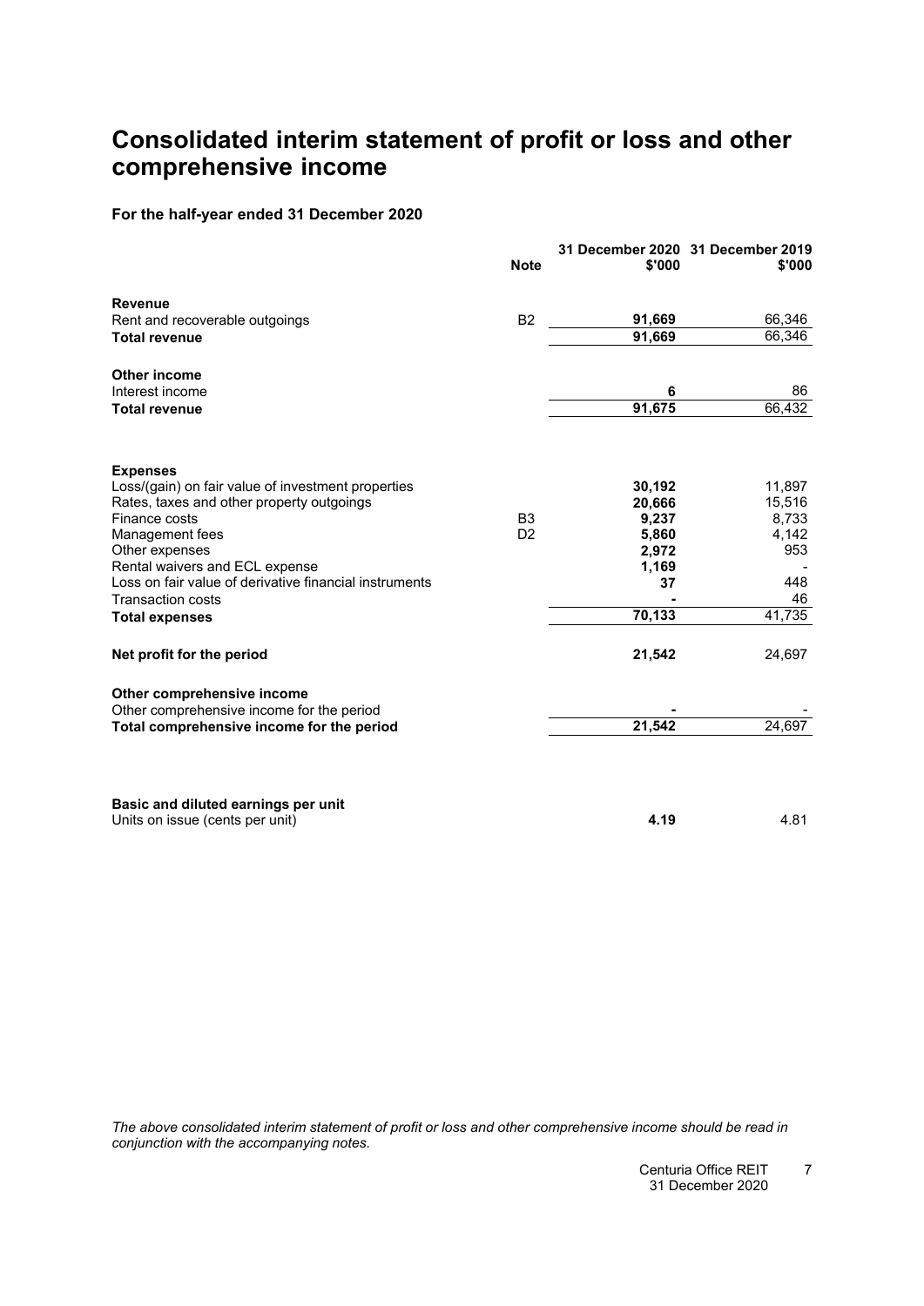# Consolidated interim statement of profit or loss and other comprehensive income

**For the half-year ended 31 December 2020**

| | Note | 31 December 2020 $'000 | 31 December 2019 $'000 |
|---|---|---|---|
| **Revenue** | | | |
| Rent and recoverable outgoings | B2 | **91,669** | 66,346 |
| **Total revenue** | | **91,669** | 66,346 |
| **Other income** | | | |
| Interest income | | **6** | 86 |
| **Total revenue** | | **91,675** | 66,432 |
| **Expenses** | | | |
| Loss/(gain) on fair value of investment properties | | **30,192** | 11,897 |
| Rates, taxes and other property outgoings | | **20,666** | 15,516 |
| Finance costs | B3 | **9,237** | 8,733 |
| Management fees | D2 | **5,860** | 4,142 |
| Other expenses | | **2,972** | 953 |
| Rental waivers and ECL expense | | **1,169** | - |
| Loss on fair value of derivative financial instruments | | **37** | 448 |
| Transaction costs | | **-** | 46 |
| **Total expenses** | | **70,133** | 41,735 |
| **Net profit for the period** | | **21,542** | 24,697 |
| **Other comprehensive income** | | | |
| Other comprehensive income for the period | | **-** | - |
| **Total comprehensive income for the period** | | **21,542** | 24,697 |
| **Basic and diluted earnings per unit** | | | |
| Units on issue (cents per unit) | | **4.19** | 4.81 |

*The above consolidated interim statement of profit or loss and other comprehensive income should be read in conjunction with the accompanying notes.*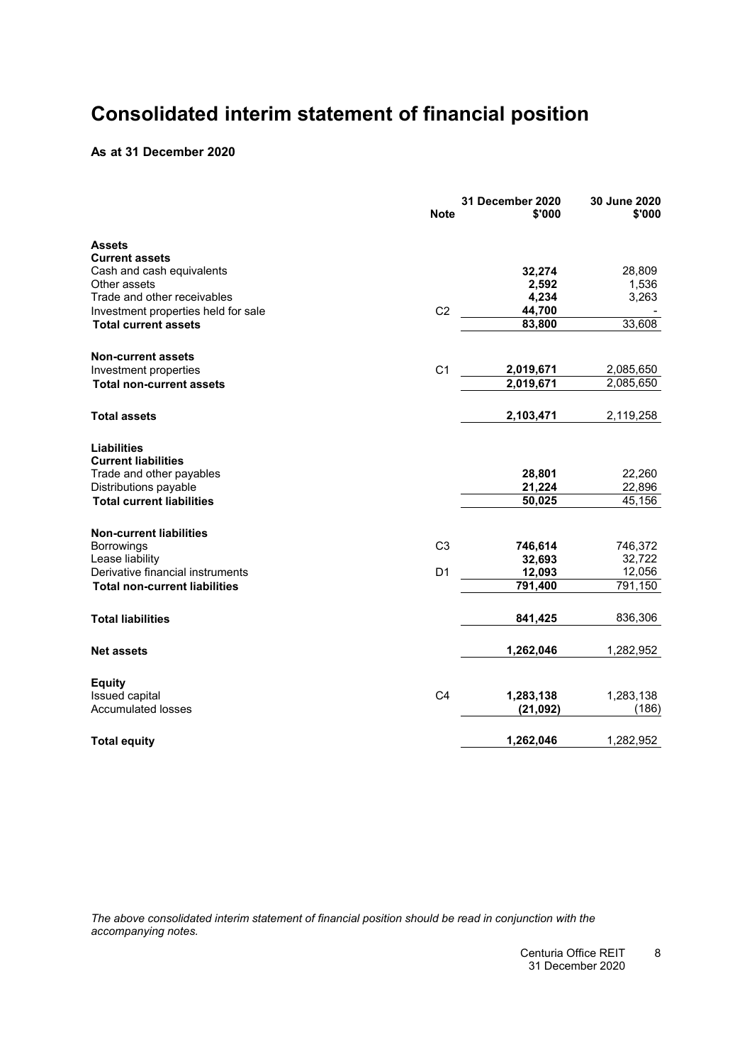# Consolidated interim statement of financial position

**As at 31 December 2020**

| | Note | 31 December 2020 $'000 | 30 June 2020 $'000 |
|---|---|---|---|
| **Assets** | | | |
| **Current assets** | | | |
| Cash and cash equivalents | | **32,274** | 28,809 |
| Other assets | | **2,592** | 1,536 |
| Trade and other receivables | | **4,234** | 3,263 |
| Investment properties held for sale | C2 | **44,700** | - |
| **Total current assets** | | **83,800** | 33,608 |
| | | | |
| **Non-current assets** | | | |
| Investment properties | C1 | **2,019,671** | 2,085,650 |
| **Total non-current assets** | | **2,019,671** | 2,085,650 |
| | | | |
| **Total assets** | | **2,103,471** | 2,119,258 |
| | | | |
| **Liabilities** | | | |
| **Current liabilities** | | | |
| Trade and other payables | | **28,801** | 22,260 |
| Distributions payable | | **21,224** | 22,896 |
| **Total current liabilities** | | **50,025** | 45,156 |
| | | | |
| **Non-current liabilities** | | | |
| Borrowings | C3 | **746,614** | 746,372 |
| Lease liability | | **32,693** | 32,722 |
| Derivative financial instruments | D1 | **12,093** | 12,056 |
| **Total non-current liabilities** | | **791,400** | 791,150 |
| | | | |
| **Total liabilities** | | **841,425** | 836,306 |
| | | | |
| **Net assets** | | **1,262,046** | 1,282,952 |
| | | | |
| **Equity** | | | |
| Issued capital | C4 | **1,283,138** | 1,283,138 |
| Accumulated losses | | **(21,092)** | (186) |
| | | | |
| **Total equity** | | **1,262,046** | 1,282,952 |

*The above consolidated interim statement of financial position should be read in conjunction with the accompanying notes.*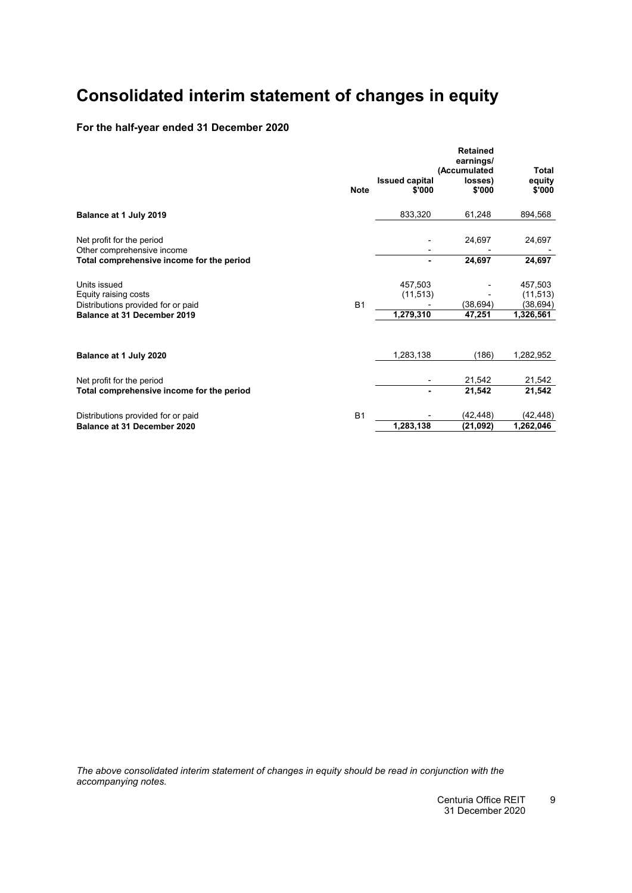# Consolidated interim statement of changes in equity

### For the half-year ended 31 December 2020

| | Note | Issued capital $'000 | Retained earnings/ (Accumulated losses) $'000 | Total equity $'000 |
|---|---|---|---|---|
| **Balance at 1 July 2019** | | 833,320 | 61,248 | 894,568 |
| | | | | |
| Net profit for the period | | - | 24,697 | 24,697 |
| Other comprehensive income | | - | - | - |
| **Total comprehensive income for the period** | | **-** | **24,697** | **24,697** |
| | | | | |
| Units issued | | 457,503 | - | 457,503 |
| Equity raising costs | | (11,513) | - | (11,513) |
| Distributions provided for or paid | B1 | - | (38,694) | (38,694) |
| **Balance at 31 December 2019** | | **1,279,310** | **47,251** | **1,326,561** |
| | | | | |
| **Balance at 1 July 2020** | | 1,283,138 | (186) | 1,282,952 |
| | | | | |
| Net profit for the period | | - | 21,542 | 21,542 |
| **Total comprehensive income for the period** | | **-** | **21,542** | **21,542** |
| | | | | |
| Distributions provided for or paid | B1 | - | (42,448) | (42,448) |
| **Balance at 31 December 2020** | | **1,283,138** | **(21,092)** | **1,262,046** |

*The above consolidated interim statement of changes in equity should be read in conjunction with the accompanying notes.*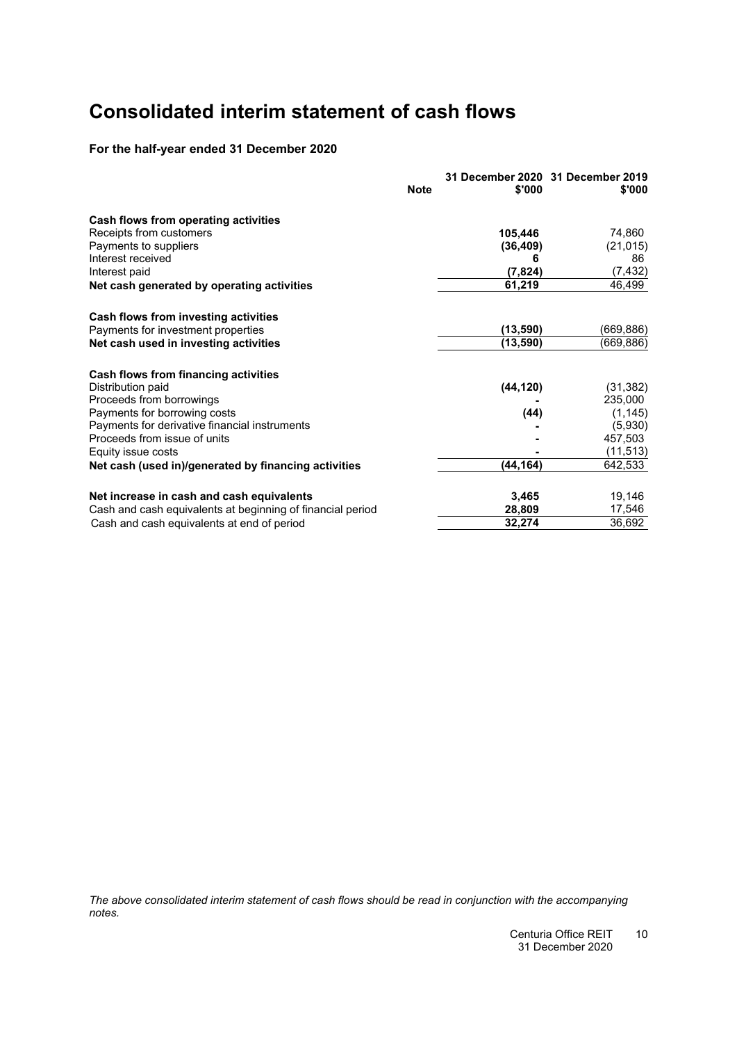# Consolidated interim statement of cash flows

**For the half-year ended 31 December 2020**

| | Note | 31 December 2020 $'000 | 31 December 2019 $'000 |
|---|---|---|---|
| **Cash flows from operating activities** | | | |
| Receipts from customers | | **105,446** | 74,860 |
| Payments to suppliers | | **(36,409)** | (21,015) |
| Interest received | | **6** | 86 |
| Interest paid | | **(7,824)** | (7,432) |
| **Net cash generated by operating activities** | | **61,219** | 46,499 |
| | | | |
| **Cash flows from investing activities** | | | |
| Payments for investment properties | | **(13,590)** | (669,886) |
| **Net cash used in investing activities** | | **(13,590)** | (669,886) |
| | | | |
| **Cash flows from financing activities** | | | |
| Distribution paid | | **(44,120)** | (31,382) |
| Proceeds from borrowings | | **-** | 235,000 |
| Payments for borrowing costs | | **(44)** | (1,145) |
| Payments for derivative financial instruments | | **-** | (5,930) |
| Proceeds from issue of units | | **-** | 457,503 |
| Equity issue costs | | **-** | (11,513) |
| **Net cash (used in)/generated by financing activities** | | **(44,164)** | 642,533 |
| | | | |
| **Net increase in cash and cash equivalents** | | **3,465** | 19,146 |
| Cash and cash equivalents at beginning of financial period | | **28,809** | 17,546 |
| Cash and cash equivalents at end of period | | **32,274** | 36,692 |

*The above consolidated interim statement of cash flows should be read in conjunction with the accompanying notes.*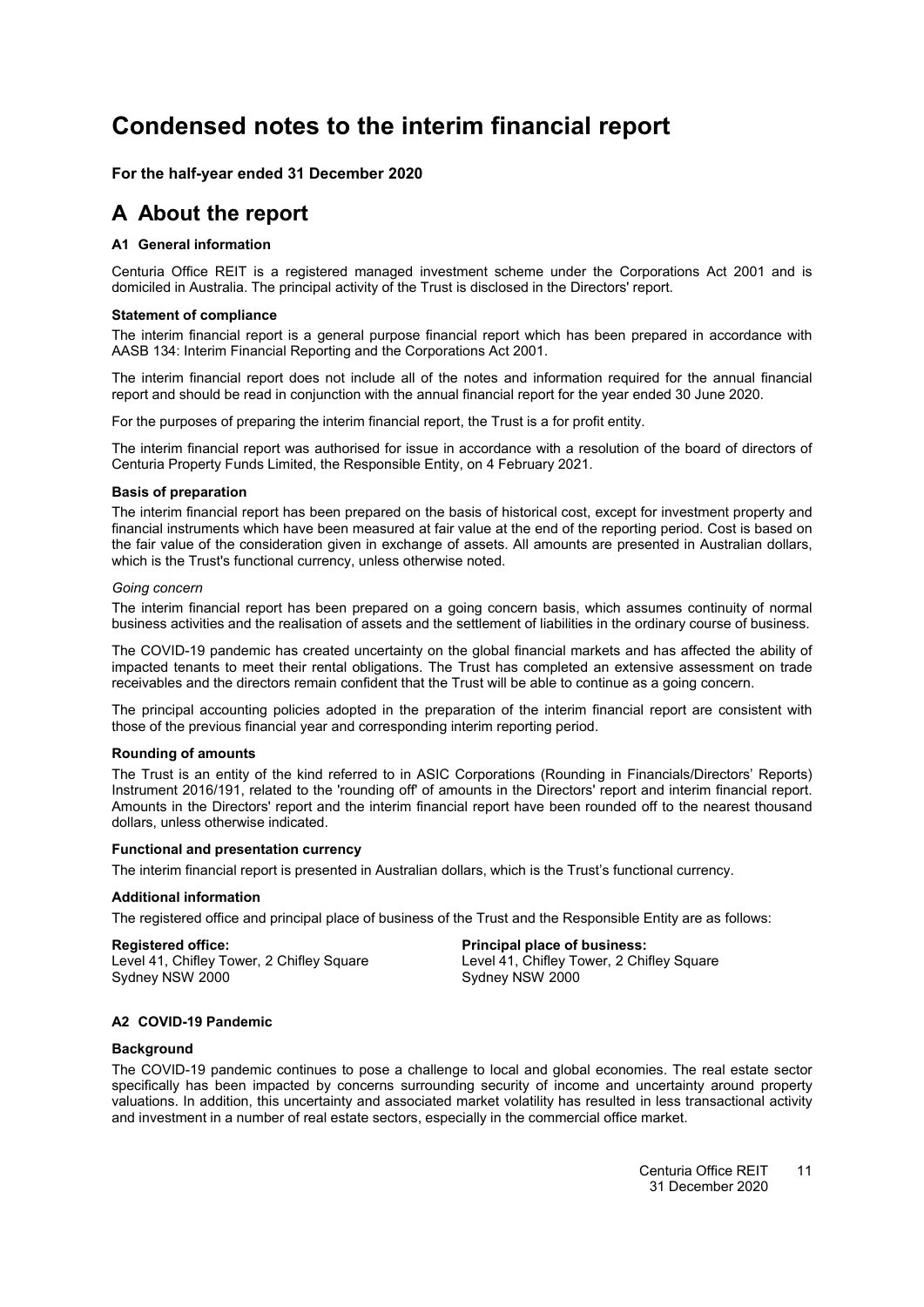# Condensed notes to the interim financial report

**For the half-year ended 31 December 2020**

# A About the report

### A1 General information

Centuria Office REIT is a registered managed investment scheme under the Corporations Act 2001 and is domiciled in Australia. The principal activity of the Trust is disclosed in the Directors' report.

**Statement of compliance**

The interim financial report is a general purpose financial report which has been prepared in accordance with AASB 134: Interim Financial Reporting and the Corporations Act 2001.

The interim financial report does not include all of the notes and information required for the annual financial report and should be read in conjunction with the annual financial report for the year ended 30 June 2020.

For the purposes of preparing the interim financial report, the Trust is a for profit entity.

The interim financial report was authorised for issue in accordance with a resolution of the board of directors of Centuria Property Funds Limited, the Responsible Entity, on 4 February 2021.

**Basis of preparation**

The interim financial report has been prepared on the basis of historical cost, except for investment property and financial instruments which have been measured at fair value at the end of the reporting period. Cost is based on the fair value of the consideration given in exchange of assets. All amounts are presented in Australian dollars, which is the Trust's functional currency, unless otherwise noted.

*Going concern*

The interim financial report has been prepared on a going concern basis, which assumes continuity of normal business activities and the realisation of assets and the settlement of liabilities in the ordinary course of business.

The COVID-19 pandemic has created uncertainty on the global financial markets and has affected the ability of impacted tenants to meet their rental obligations. The Trust has completed an extensive assessment on trade receivables and the directors remain confident that the Trust will be able to continue as a going concern.

The principal accounting policies adopted in the preparation of the interim financial report are consistent with those of the previous financial year and corresponding interim reporting period.

**Rounding of amounts**

The Trust is an entity of the kind referred to in ASIC Corporations (Rounding in Financials/Directors' Reports) Instrument 2016/191, related to the 'rounding off' of amounts in the Directors' report and interim financial report. Amounts in the Directors' report and the interim financial report have been rounded off to the nearest thousand dollars, unless otherwise indicated.

**Functional and presentation currency**

The interim financial report is presented in Australian dollars, which is the Trust's functional currency.

**Additional information**

The registered office and principal place of business of the Trust and the Responsible Entity are as follows:

**Registered office:**
Level 41, Chifley Tower, 2 Chifley Square
Sydney NSW 2000

**Principal place of business:**
Level 41, Chifley Tower, 2 Chifley Square
Sydney NSW 2000

### A2 COVID-19 Pandemic

**Background**

The COVID-19 pandemic continues to pose a challenge to local and global economies. The real estate sector specifically has been impacted by concerns surrounding security of income and uncertainty around property valuations. In addition, this uncertainty and associated market volatility has resulted in less transactional activity and investment in a number of real estate sectors, especially in the commercial office market.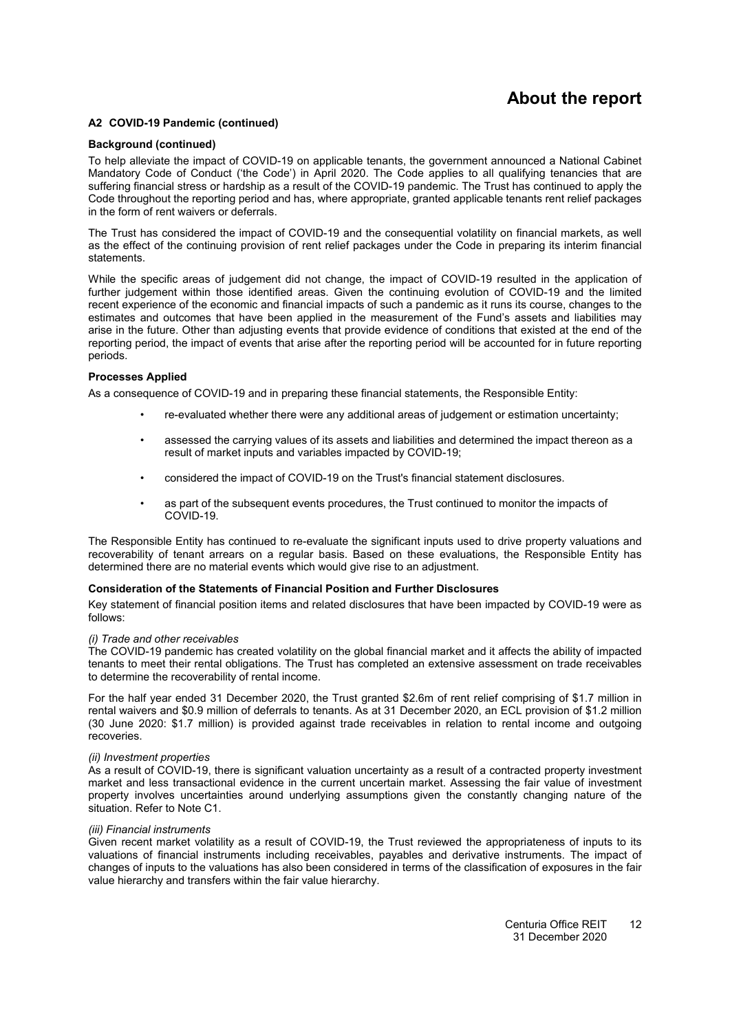# About the report

### A2 COVID-19 Pandemic (continued)

**Background (continued)**

To help alleviate the impact of COVID-19 on applicable tenants, the government announced a National Cabinet Mandatory Code of Conduct ('the Code') in April 2020. The Code applies to all qualifying tenancies that are suffering financial stress or hardship as a result of the COVID-19 pandemic. The Trust has continued to apply the Code throughout the reporting period and has, where appropriate, granted applicable tenants rent relief packages in the form of rent waivers or deferrals.

The Trust has considered the impact of COVID-19 and the consequential volatility on financial markets, as well as the effect of the continuing provision of rent relief packages under the Code in preparing its interim financial statements.

While the specific areas of judgement did not change, the impact of COVID-19 resulted in the application of further judgement within those identified areas. Given the continuing evolution of COVID-19 and the limited recent experience of the economic and financial impacts of such a pandemic as it runs its course, changes to the estimates and outcomes that have been applied in the measurement of the Fund's assets and liabilities may arise in the future. Other than adjusting events that provide evidence of conditions that existed at the end of the reporting period, the impact of events that arise after the reporting period will be accounted for in future reporting periods.

**Processes Applied**

As a consequence of COVID-19 and in preparing these financial statements, the Responsible Entity:

- re-evaluated whether there were any additional areas of judgement or estimation uncertainty;
- assessed the carrying values of its assets and liabilities and determined the impact thereon as a result of market inputs and variables impacted by COVID-19;
- considered the impact of COVID-19 on the Trust's financial statement disclosures.
- as part of the subsequent events procedures, the Trust continued to monitor the impacts of COVID-19.

The Responsible Entity has continued to re-evaluate the significant inputs used to drive property valuations and recoverability of tenant arrears on a regular basis. Based on these evaluations, the Responsible Entity has determined there are no material events which would give rise to an adjustment.

**Consideration of the Statements of Financial Position and Further Disclosures**

Key statement of financial position items and related disclosures that have been impacted by COVID-19 were as follows:

*(i) Trade and other receivables*
The COVID-19 pandemic has created volatility on the global financial market and it affects the ability of impacted tenants to meet their rental obligations. The Trust has completed an extensive assessment on trade receivables to determine the recoverability of rental income.

For the half year ended 31 December 2020, the Trust granted $2.6m of rent relief comprising of $1.7 million in rental waivers and $0.9 million of deferrals to tenants. As at 31 December 2020, an ECL provision of $1.2 million (30 June 2020: $1.7 million) is provided against trade receivables in relation to rental income and outgoing recoveries.

*(ii) Investment properties*
As a result of COVID-19, there is significant valuation uncertainty as a result of a contracted property investment market and less transactional evidence in the current uncertain market. Assessing the fair value of investment property involves uncertainties around underlying assumptions given the constantly changing nature of the situation. Refer to Note C1.

*(iii) Financial instruments*
Given recent market volatility as a result of COVID-19, the Trust reviewed the appropriateness of inputs to its valuations of financial instruments including receivables, payables and derivative instruments. The impact of changes of inputs to the valuations has also been considered in terms of the classification of exposures in the fair value hierarchy and transfers within the fair value hierarchy.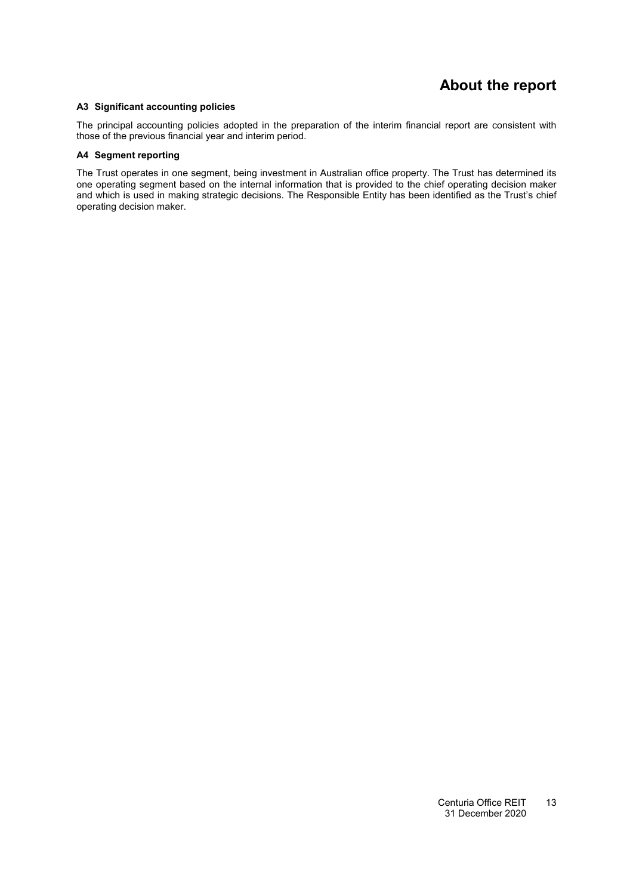# About the report

### A3 Significant accounting policies

The principal accounting policies adopted in the preparation of the interim financial report are consistent with those of the previous financial year and interim period.

### A4 Segment reporting

The Trust operates in one segment, being investment in Australian office property. The Trust has determined its one operating segment based on the internal information that is provided to the chief operating decision maker and which is used in making strategic decisions. The Responsible Entity has been identified as the Trust's chief operating decision maker.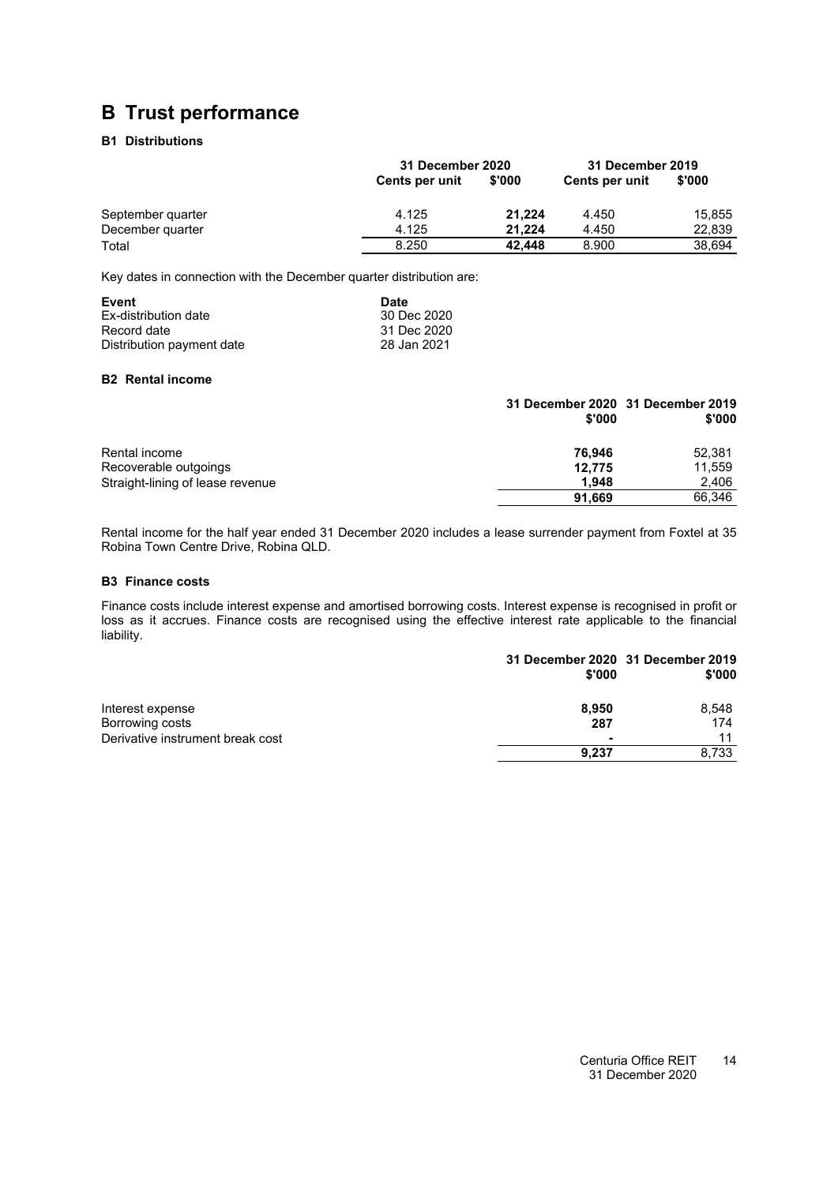# B Trust performance

### B1 Distributions

| | 31 December 2020 | | 31 December 2019 | |
|---|---|---|---|---|
| | Cents per unit | $'000 | Cents per unit | $'000 |
| September quarter | 4.125 | **21,224** | 4.450 | 15,855 |
| December quarter | 4.125 | **21,224** | 4.450 | 22,839 |
| Total | 8.250 | **42,448** | 8.900 | 38,694 |

Key dates in connection with the December quarter distribution are:

| Event | Date |
|---|---|
| Ex-distribution date | 30 Dec 2020 |
| Record date | 31 Dec 2020 |
| Distribution payment date | 28 Jan 2021 |

### B2 Rental income

| | 31 December 2020 $'000 | 31 December 2019 $'000 |
|---|---|---|
| Rental income | **76,946** | 52,381 |
| Recoverable outgoings | **12,775** | 11,559 |
| Straight-lining of lease revenue | **1,948** | 2,406 |
| | **91,669** | 66,346 |

Rental income for the half year ended 31 December 2020 includes a lease surrender payment from Foxtel at 35 Robina Town Centre Drive, Robina QLD.

### B3 Finance costs

Finance costs include interest expense and amortised borrowing costs. Interest expense is recognised in profit or loss as it accrues. Finance costs are recognised using the effective interest rate applicable to the financial liability.

| | 31 December 2020 $'000 | 31 December 2019 $'000 |
|---|---|---|
| Interest expense | **8,950** | 8,548 |
| Borrowing costs | **287** | 174 |
| Derivative instrument break cost | **-** | 11 |
| | **9,237** | 8,733 |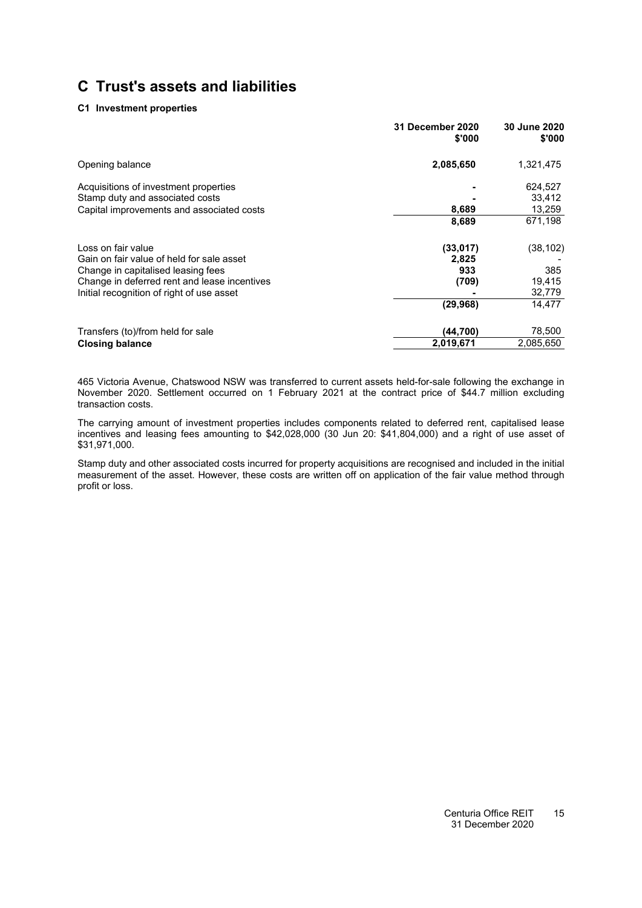# C Trust's assets and liabilities

### C1 Investment properties

| | 31 December 2020 $'000 | 30 June 2020 $'000 |
|---|---|---|
| Opening balance | **2,085,650** | 1,321,475 |
| | | |
| Acquisitions of investment properties | **-** | 624,527 |
| Stamp duty and associated costs | **-** | 33,412 |
| Capital improvements and associated costs | **8,689** | 13,259 |
| | **8,689** | 671,198 |
| | | |
| Loss on fair value | **(33,017)** | (38,102) |
| Gain on fair value of held for sale asset | **2,825** | - |
| Change in capitalised leasing fees | **933** | 385 |
| Change in deferred rent and lease incentives | **(709)** | 19,415 |
| Initial recognition of right of use asset | **-** | 32,779 |
| | **(29,968)** | 14,477 |
| | | |
| Transfers (to)/from held for sale | **(44,700)** | 78,500 |
| **Closing balance** | **2,019,671** | 2,085,650 |

465 Victoria Avenue, Chatswood NSW was transferred to current assets held-for-sale following the exchange in November 2020. Settlement occurred on 1 February 2021 at the contract price of $44.7 million excluding transaction costs.

The carrying amount of investment properties includes components related to deferred rent, capitalised lease incentives and leasing fees amounting to $42,028,000 (30 Jun 20: $41,804,000) and a right of use asset of $31,971,000.

Stamp duty and other associated costs incurred for property acquisitions are recognised and included in the initial measurement of the asset. However, these costs are written off on application of the fair value method through profit or loss.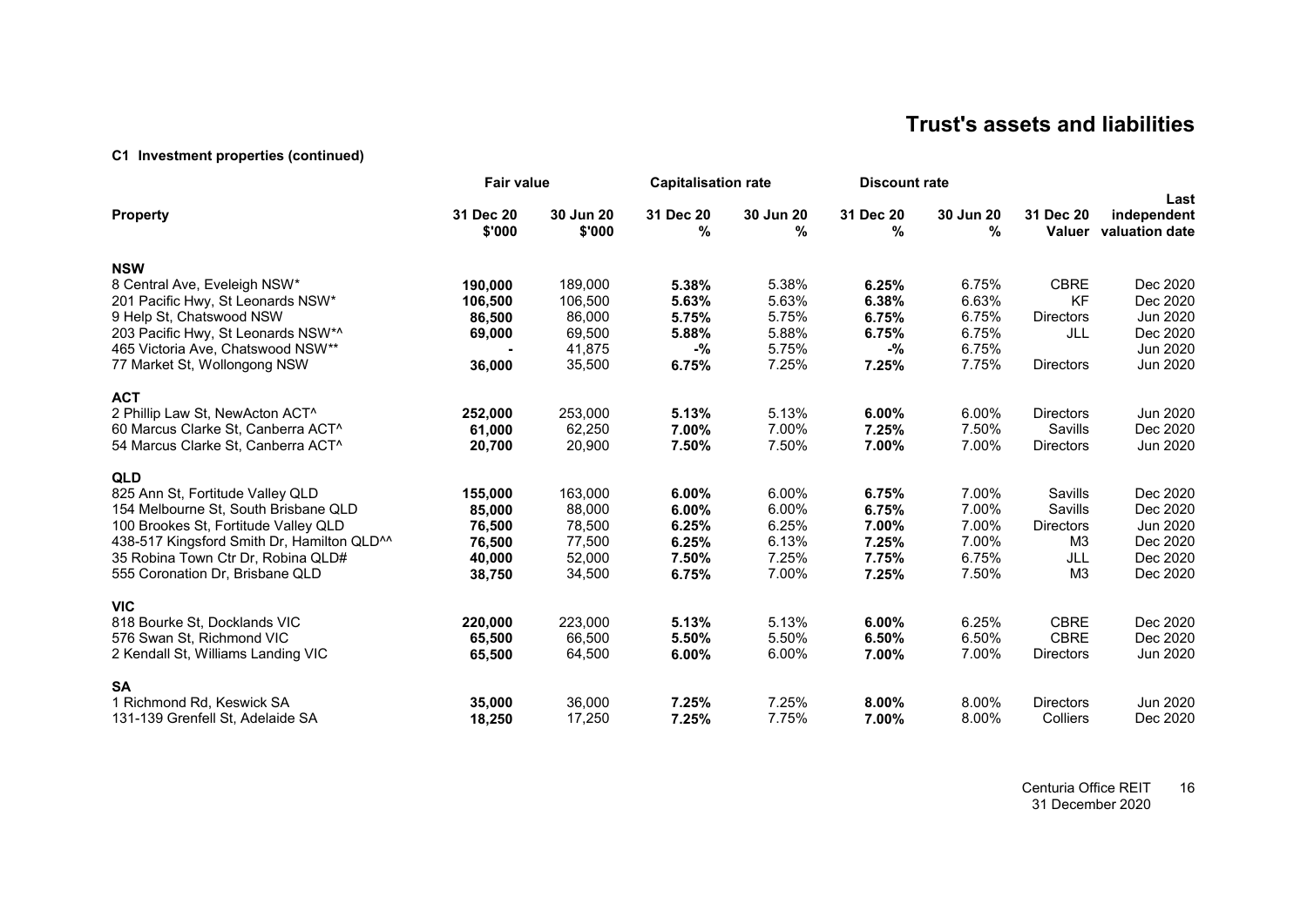## Trust's assets and liabilities

### C1 Investment properties (continued)

| Property | Fair value | | Capitalisation rate | | Discount rate | | | |
|---|---|---|---|---|---|---|---|---|
| | 31 Dec 20 $'000 | 30 Jun 20 $'000 | 31 Dec 20 % | 30 Jun 20 % | 31 Dec 20 % | 30 Jun 20 % | 31 Dec 20 Valuer | Last independent valuation date |
| **NSW** | | | | | | | | |
| 8 Central Ave, Eveleigh NSW* | **190,000** | 189,000 | **5.38%** | 5.38% | **6.25%** | 6.75% | CBRE | Dec 2020 |
| 201 Pacific Hwy, St Leonards NSW* | **106,500** | 106,500 | **5.63%** | 5.63% | **6.38%** | 6.63% | KF | Dec 2020 |
| 9 Help St, Chatswood NSW | **86,500** | 86,000 | **5.75%** | 5.75% | **6.75%** | 6.75% | Directors | Jun 2020 |
| 203 Pacific Hwy, St Leonards NSW*^ | **69,000** | 69,500 | **5.88%** | 5.88% | **6.75%** | 6.75% | JLL | Dec 2020 |
| 465 Victoria Ave, Chatswood NSW** | **-** | 41,875 | **-%** | 5.75% | **-%** | 6.75% | | Jun 2020 |
| 77 Market St, Wollongong NSW | **36,000** | 35,500 | **6.75%** | 7.25% | **7.25%** | 7.75% | Directors | Jun 2020 |
| **ACT** | | | | | | | | |
| 2 Phillip Law St, NewActon ACT^ | **252,000** | 253,000 | **5.13%** | 5.13% | **6.00%** | 6.00% | Directors | Jun 2020 |
| 60 Marcus Clarke St, Canberra ACT^ | **61,000** | 62,250 | **7.00%** | 7.00% | **7.25%** | 7.50% | Savills | Dec 2020 |
| 54 Marcus Clarke St, Canberra ACT^ | **20,700** | 20,900 | **7.50%** | 7.50% | **7.00%** | 7.00% | Directors | Jun 2020 |
| **QLD** | | | | | | | | |
| 825 Ann St, Fortitude Valley QLD | **155,000** | 163,000 | **6.00%** | 6.00% | **6.75%** | 7.00% | Savills | Dec 2020 |
| 154 Melbourne St, South Brisbane QLD | **85,000** | 88,000 | **6.00%** | 6.00% | **6.75%** | 7.00% | Savills | Dec 2020 |
| 100 Brookes St, Fortitude Valley QLD | **76,500** | 78,500 | **6.25%** | 6.25% | **7.00%** | 7.00% | Directors | Jun 2020 |
| 438-517 Kingsford Smith Dr, Hamilton QLD^^ | **76,500** | 77,500 | **6.25%** | 6.13% | **7.25%** | 7.00% | M3 | Dec 2020 |
| 35 Robina Town Ctr Dr, Robina QLD# | **40,000** | 52,000 | **7.50%** | 7.25% | **7.75%** | 6.75% | JLL | Dec 2020 |
| 555 Coronation Dr, Brisbane QLD | **38,750** | 34,500 | **6.75%** | 7.00% | **7.25%** | 7.50% | M3 | Dec 2020 |
| **VIC** | | | | | | | | |
| 818 Bourke St, Docklands VIC | **220,000** | 223,000 | **5.13%** | 5.13% | **6.00%** | 6.25% | CBRE | Dec 2020 |
| 576 Swan St, Richmond VIC | **65,500** | 66,500 | **5.50%** | 5.50% | **6.50%** | 6.50% | CBRE | Dec 2020 |
| 2 Kendall St, Williams Landing VIC | **65,500** | 64,500 | **6.00%** | 6.00% | **7.00%** | 7.00% | Directors | Jun 2020 |
| **SA** | | | | | | | | |
| 1 Richmond Rd, Keswick SA | **35,000** | 36,000 | **7.25%** | 7.25% | **8.00%** | 8.00% | Directors | Jun 2020 |
| 131-139 Grenfell St, Adelaide SA | **18,250** | 17,250 | **7.25%** | 7.75% | **7.00%** | 8.00% | Colliers | Dec 2020 |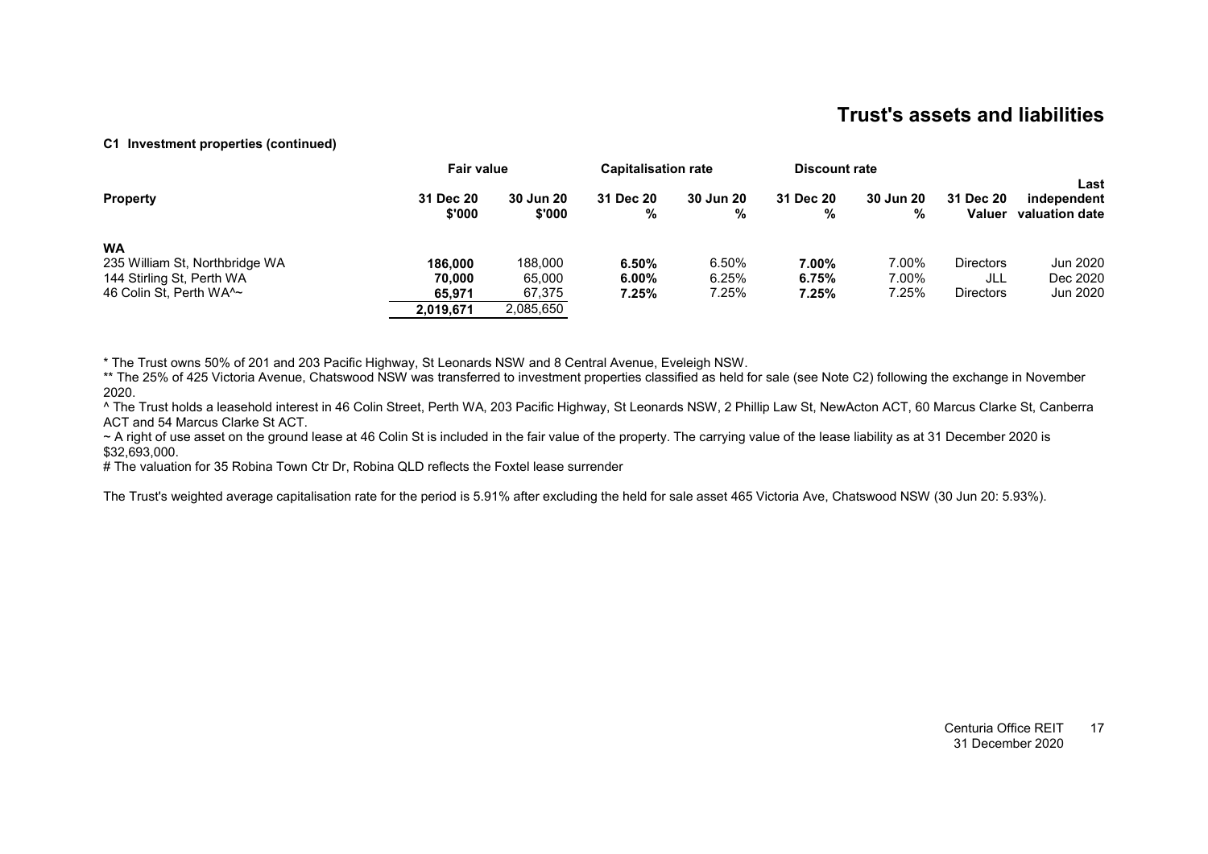# Trust's assets and liabilities

#### C1 Investment properties (continued)

| Property | Fair value | | Capitalisation rate | | Discount rate | | | Last |
|---|---|---|---|---|---|---|---|---|
| | 31 Dec 20 $'000 | 30 Jun 20 $'000 | 31 Dec 20 % | 30 Jun 20 % | 31 Dec 20 % | 30 Jun 20 % | 31 Dec 20 Valuer | independent valuation date |
| **WA** | | | | | | | | |
| 235 William St, Northbridge WA | **186,000** | 188,000 | **6.50%** | 6.50% | **7.00%** | 7.00% | Directors | Jun 2020 |
| 144 Stirling St, Perth WA | **70,000** | 65,000 | **6.00%** | 6.25% | **6.75%** | 7.00% | JLL | Dec 2020 |
| 46 Colin St, Perth WA^~ | **65,971** | 67,375 | **7.25%** | 7.25% | **7.25%** | 7.25% | Directors | Jun 2020 |
| | **2,019,671** | 2,085,650 | | | | | | |

* The Trust owns 50% of 201 and 203 Pacific Highway, St Leonards NSW and 8 Central Avenue, Eveleigh NSW.

** The 25% of 425 Victoria Avenue, Chatswood NSW was transferred to investment properties classified as held for sale (see Note C2) following the exchange in November 2020.

^ The Trust holds a leasehold interest in 46 Colin Street, Perth WA, 203 Pacific Highway, St Leonards NSW, 2 Phillip Law St, NewActon ACT, 60 Marcus Clarke St, Canberra ACT and 54 Marcus Clarke St ACT.

~ A right of use asset on the ground lease at 46 Colin St is included in the fair value of the property. The carrying value of the lease liability as at 31 December 2020 is $32,693,000.

# The valuation for 35 Robina Town Ctr Dr, Robina QLD reflects the Foxtel lease surrender

The Trust's weighted average capitalisation rate for the period is 5.91% after excluding the held for sale asset 465 Victoria Ave, Chatswood NSW (30 Jun 20: 5.93%).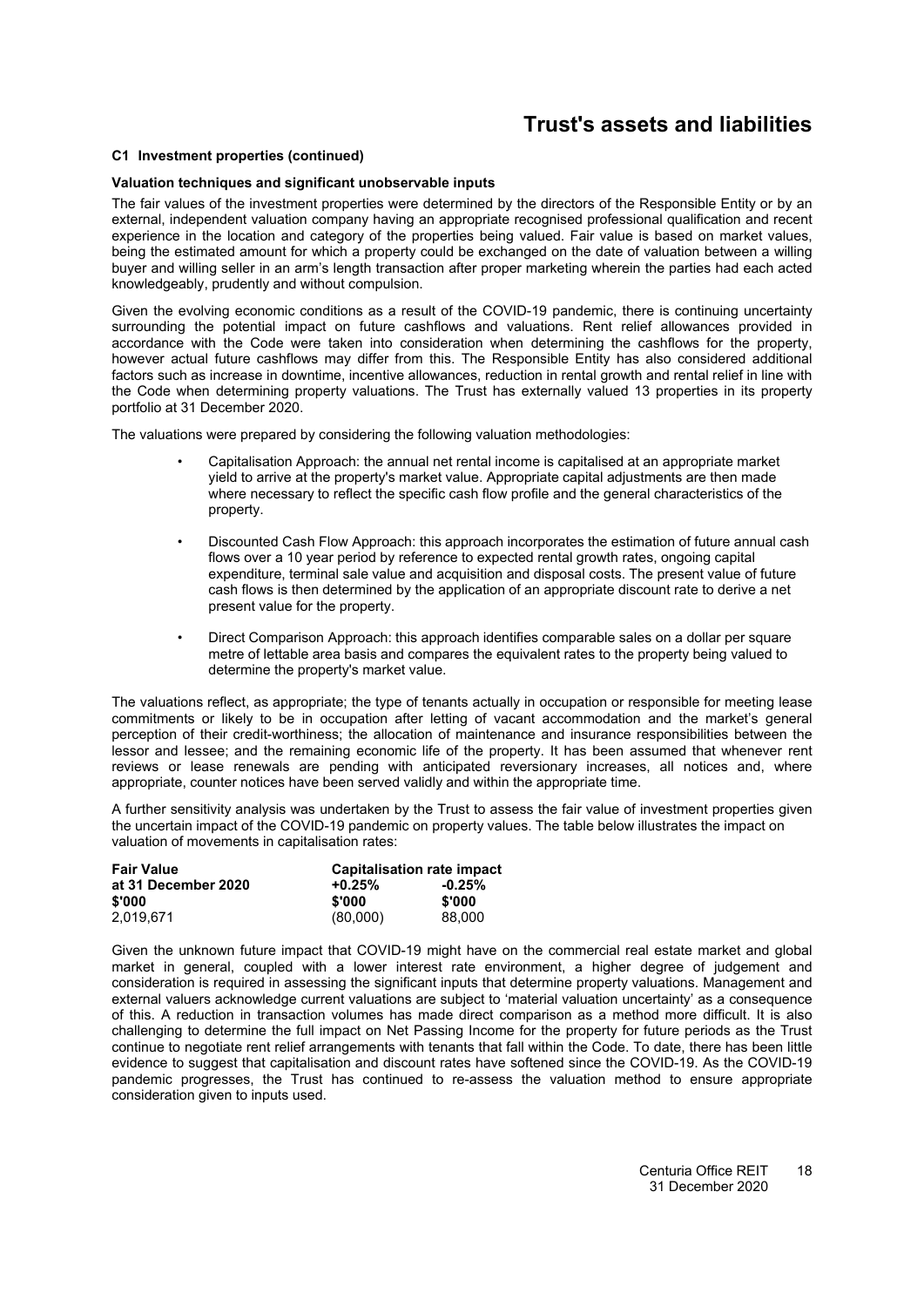# Trust's assets and liabilities

### C1 Investment properties (continued)

**Valuation techniques and significant unobservable inputs**

The fair values of the investment properties were determined by the directors of the Responsible Entity or by an external, independent valuation company having an appropriate recognised professional qualification and recent experience in the location and category of the properties being valued. Fair value is based on market values, being the estimated amount for which a property could be exchanged on the date of valuation between a willing buyer and willing seller in an arm's length transaction after proper marketing wherein the parties had each acted knowledgeably, prudently and without compulsion.

Given the evolving economic conditions as a result of the COVID-19 pandemic, there is continuing uncertainty surrounding the potential impact on future cashflows and valuations. Rent relief allowances provided in accordance with the Code were taken into consideration when determining the cashflows for the property, however actual future cashflows may differ from this. The Responsible Entity has also considered additional factors such as increase in downtime, incentive allowances, reduction in rental growth and rental relief in line with the Code when determining property valuations. The Trust has externally valued 13 properties in its property portfolio at 31 December 2020.

The valuations were prepared by considering the following valuation methodologies:

- Capitalisation Approach: the annual net rental income is capitalised at an appropriate market yield to arrive at the property's market value. Appropriate capital adjustments are then made where necessary to reflect the specific cash flow profile and the general characteristics of the property.
- Discounted Cash Flow Approach: this approach incorporates the estimation of future annual cash flows over a 10 year period by reference to expected rental growth rates, ongoing capital expenditure, terminal sale value and acquisition and disposal costs. The present value of future cash flows is then determined by the application of an appropriate discount rate to derive a net present value for the property.
- Direct Comparison Approach: this approach identifies comparable sales on a dollar per square metre of lettable area basis and compares the equivalent rates to the property being valued to determine the property's market value.

The valuations reflect, as appropriate; the type of tenants actually in occupation or responsible for meeting lease commitments or likely to be in occupation after letting of vacant accommodation and the market's general perception of their credit-worthiness; the allocation of maintenance and insurance responsibilities between the lessor and lessee; and the remaining economic life of the property. It has been assumed that whenever rent reviews or lease renewals are pending with anticipated reversionary increases, all notices and, where appropriate, counter notices have been served validly and within the appropriate time.

A further sensitivity analysis was undertaken by the Trust to assess the fair value of investment properties given the uncertain impact of the COVID-19 pandemic on property values. The table below illustrates the impact on valuation of movements in capitalisation rates:

| Fair Value at 31 December 2020 | Capitalisation rate impact | |
|---|---|---|
| | +0.25% | -0.25% |
| $'000 | $'000 | $'000 |
| 2,019,671 | (80,000) | 88,000 |

Given the unknown future impact that COVID-19 might have on the commercial real estate market and global market in general, coupled with a lower interest rate environment, a higher degree of judgement and consideration is required in assessing the significant inputs that determine property valuations. Management and external valuers acknowledge current valuations are subject to 'material valuation uncertainty' as a consequence of this. A reduction in transaction volumes has made direct comparison as a method more difficult. It is also challenging to determine the full impact on Net Passing Income for the property for future periods as the Trust continue to negotiate rent relief arrangements with tenants that fall within the Code. To date, there has been little evidence to suggest that capitalisation and discount rates have softened since the COVID-19. As the COVID-19 pandemic progresses, the Trust has continued to re-assess the valuation method to ensure appropriate consideration given to inputs used.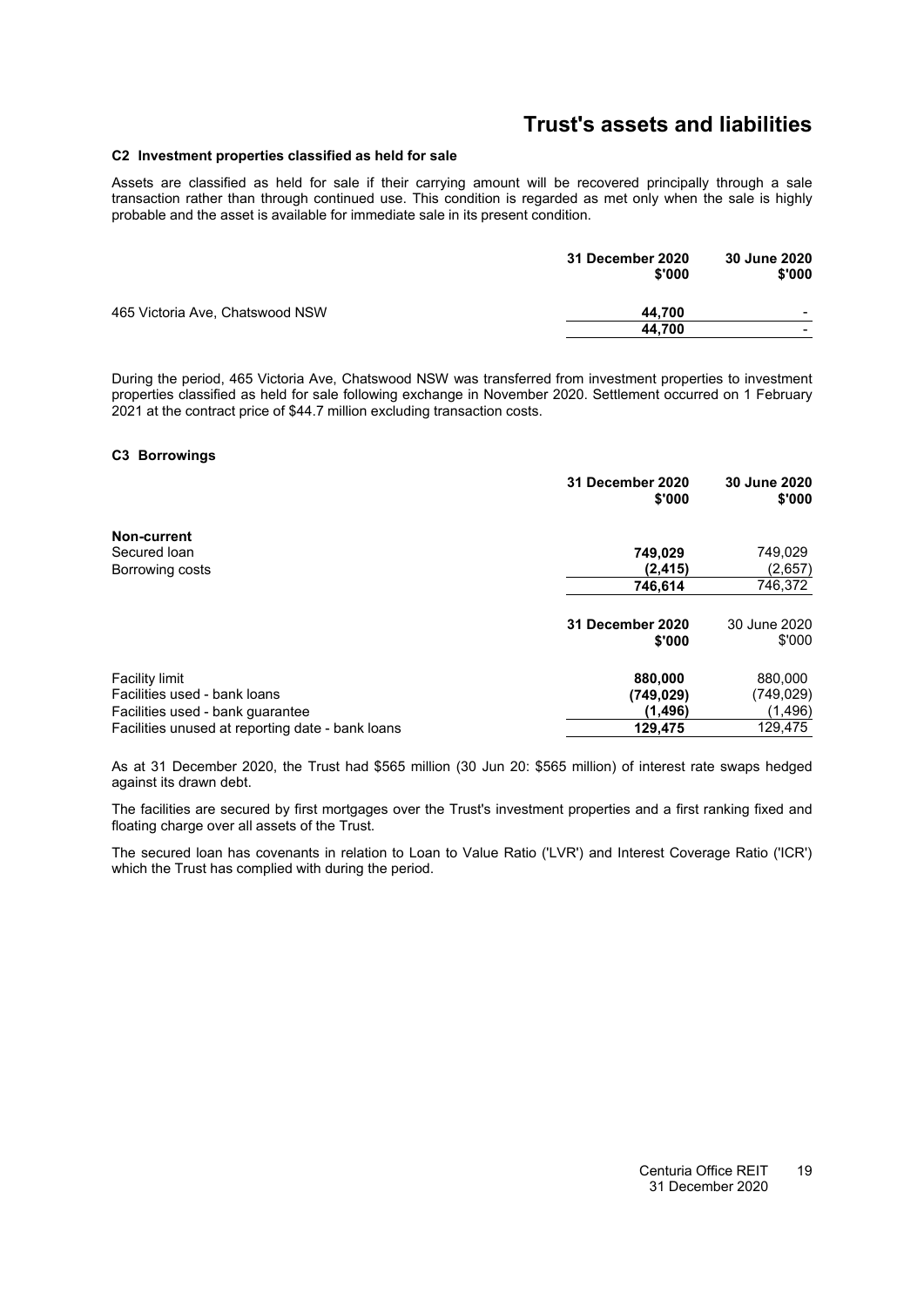# Trust's assets and liabilities

### C2 Investment properties classified as held for sale

Assets are classified as held for sale if their carrying amount will be recovered principally through a sale transaction rather than through continued use. This condition is regarded as met only when the sale is highly probable and the asset is available for immediate sale in its present condition.

| | 31 December 2020 $'000 | 30 June 2020 $'000 |
|---|---|---|
| 465 Victoria Ave, Chatswood NSW | **44,700** | - |
| | **44,700** | - |

During the period, 465 Victoria Ave, Chatswood NSW was transferred from investment properties to investment properties classified as held for sale following exchange in November 2020. Settlement occurred on 1 February 2021 at the contract price of $44.7 million excluding transaction costs.

### C3 Borrowings

| | 31 December 2020 $'000 | 30 June 2020 $'000 |
|---|---|---|
| **Non-current** | | |
| Secured loan | **749,029** | 749,029 |
| Borrowing costs | **(2,415)** | (2,657) |
| | **746,614** | 746,372 |

| | 31 December 2020 $'000 | 30 June 2020 $'000 |
|---|---|---|
| Facility limit | **880,000** | 880,000 |
| Facilities used - bank loans | **(749,029)** | (749,029) |
| Facilities used - bank guarantee | **(1,496)** | (1,496) |
| Facilities unused at reporting date - bank loans | **129,475** | 129,475 |

As at 31 December 2020, the Trust had $565 million (30 Jun 20: $565 million) of interest rate swaps hedged against its drawn debt.

The facilities are secured by first mortgages over the Trust's investment properties and a first ranking fixed and floating charge over all assets of the Trust.

The secured loan has covenants in relation to Loan to Value Ratio ('LVR') and Interest Coverage Ratio ('ICR') which the Trust has complied with during the period.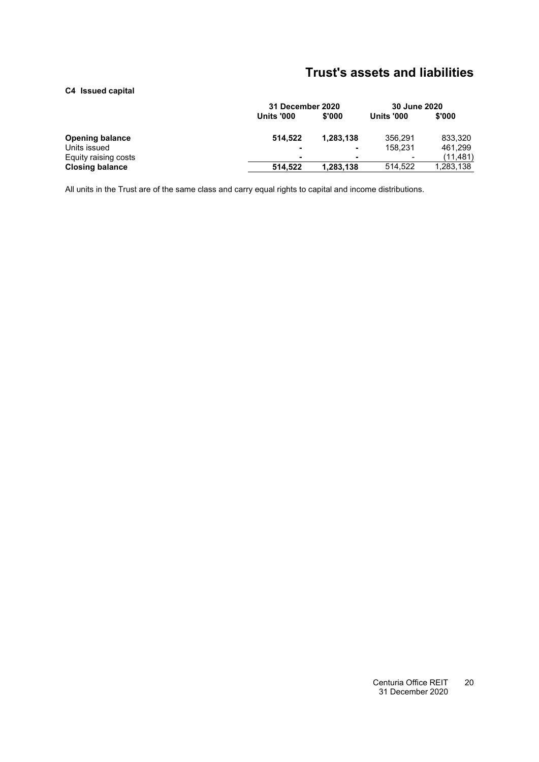# Trust's assets and liabilities

**C4 Issued capital**

| | 31 December 2020 | | 30 June 2020 | |
|---|---|---|---|---|
| | **Units '000** | **$'000** | **Units '000** | **$'000** |
| **Opening balance** | **514,522** | **1,283,138** | 356,291 | 833,320 |
| Units issued | **-** | **-** | 158,231 | 461,299 |
| Equity raising costs | **-** | **-** | - | (11,481) |
| **Closing balance** | **514,522** | **1,283,138** | 514,522 | 1,283,138 |

All units in the Trust are of the same class and carry equal rights to capital and income distributions.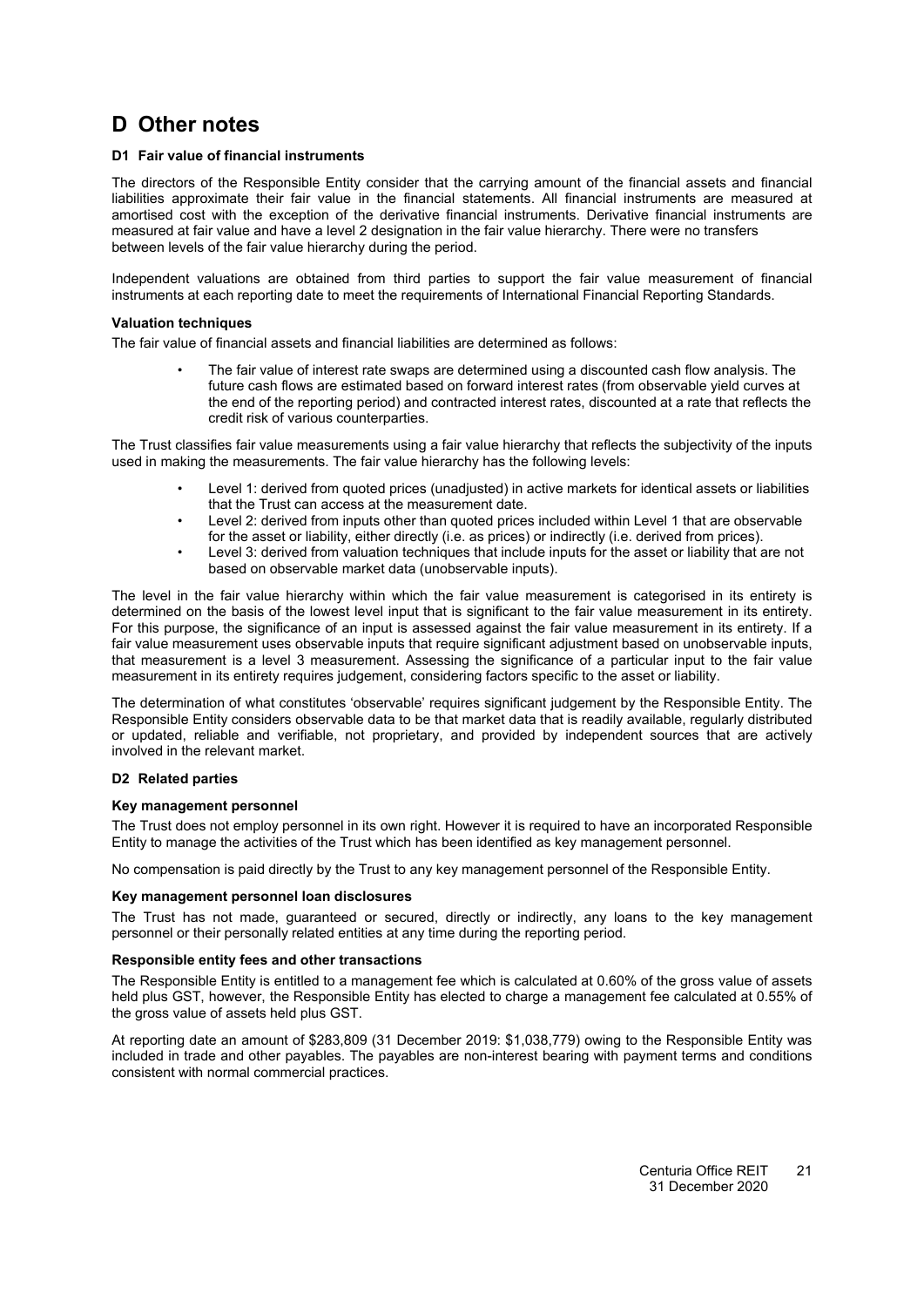# D Other notes

### D1 Fair value of financial instruments

The directors of the Responsible Entity consider that the carrying amount of the financial assets and financial liabilities approximate their fair value in the financial statements. All financial instruments are measured at amortised cost with the exception of the derivative financial instruments. Derivative financial instruments are measured at fair value and have a level 2 designation in the fair value hierarchy. There were no transfers between levels of the fair value hierarchy during the period.

Independent valuations are obtained from third parties to support the fair value measurement of financial instruments at each reporting date to meet the requirements of International Financial Reporting Standards.

#### Valuation techniques

The fair value of financial assets and financial liabilities are determined as follows:

- The fair value of interest rate swaps are determined using a discounted cash flow analysis. The future cash flows are estimated based on forward interest rates (from observable yield curves at the end of the reporting period) and contracted interest rates, discounted at a rate that reflects the credit risk of various counterparties.

The Trust classifies fair value measurements using a fair value hierarchy that reflects the subjectivity of the inputs used in making the measurements. The fair value hierarchy has the following levels:

- Level 1: derived from quoted prices (unadjusted) in active markets for identical assets or liabilities that the Trust can access at the measurement date.
- Level 2: derived from inputs other than quoted prices included within Level 1 that are observable for the asset or liability, either directly (i.e. as prices) or indirectly (i.e. derived from prices).
- Level 3: derived from valuation techniques that include inputs for the asset or liability that are not based on observable market data (unobservable inputs).

The level in the fair value hierarchy within which the fair value measurement is categorised in its entirety is determined on the basis of the lowest level input that is significant to the fair value measurement in its entirety. For this purpose, the significance of an input is assessed against the fair value measurement in its entirety. If a fair value measurement uses observable inputs that require significant adjustment based on unobservable inputs, that measurement is a level 3 measurement. Assessing the significance of a particular input to the fair value measurement in its entirety requires judgement, considering factors specific to the asset or liability.

The determination of what constitutes 'observable' requires significant judgement by the Responsible Entity. The Responsible Entity considers observable data to be that market data that is readily available, regularly distributed or updated, reliable and verifiable, not proprietary, and provided by independent sources that are actively involved in the relevant market.

### D2 Related parties

#### Key management personnel

The Trust does not employ personnel in its own right. However it is required to have an incorporated Responsible Entity to manage the activities of the Trust which has been identified as key management personnel.

No compensation is paid directly by the Trust to any key management personnel of the Responsible Entity.

#### Key management personnel loan disclosures

The Trust has not made, guaranteed or secured, directly or indirectly, any loans to the key management personnel or their personally related entities at any time during the reporting period.

#### Responsible entity fees and other transactions

The Responsible Entity is entitled to a management fee which is calculated at 0.60% of the gross value of assets held plus GST, however, the Responsible Entity has elected to charge a management fee calculated at 0.55% of the gross value of assets held plus GST.

At reporting date an amount of $283,809 (31 December 2019: $1,038,779) owing to the Responsible Entity was included in trade and other payables. The payables are non-interest bearing with payment terms and conditions consistent with normal commercial practices.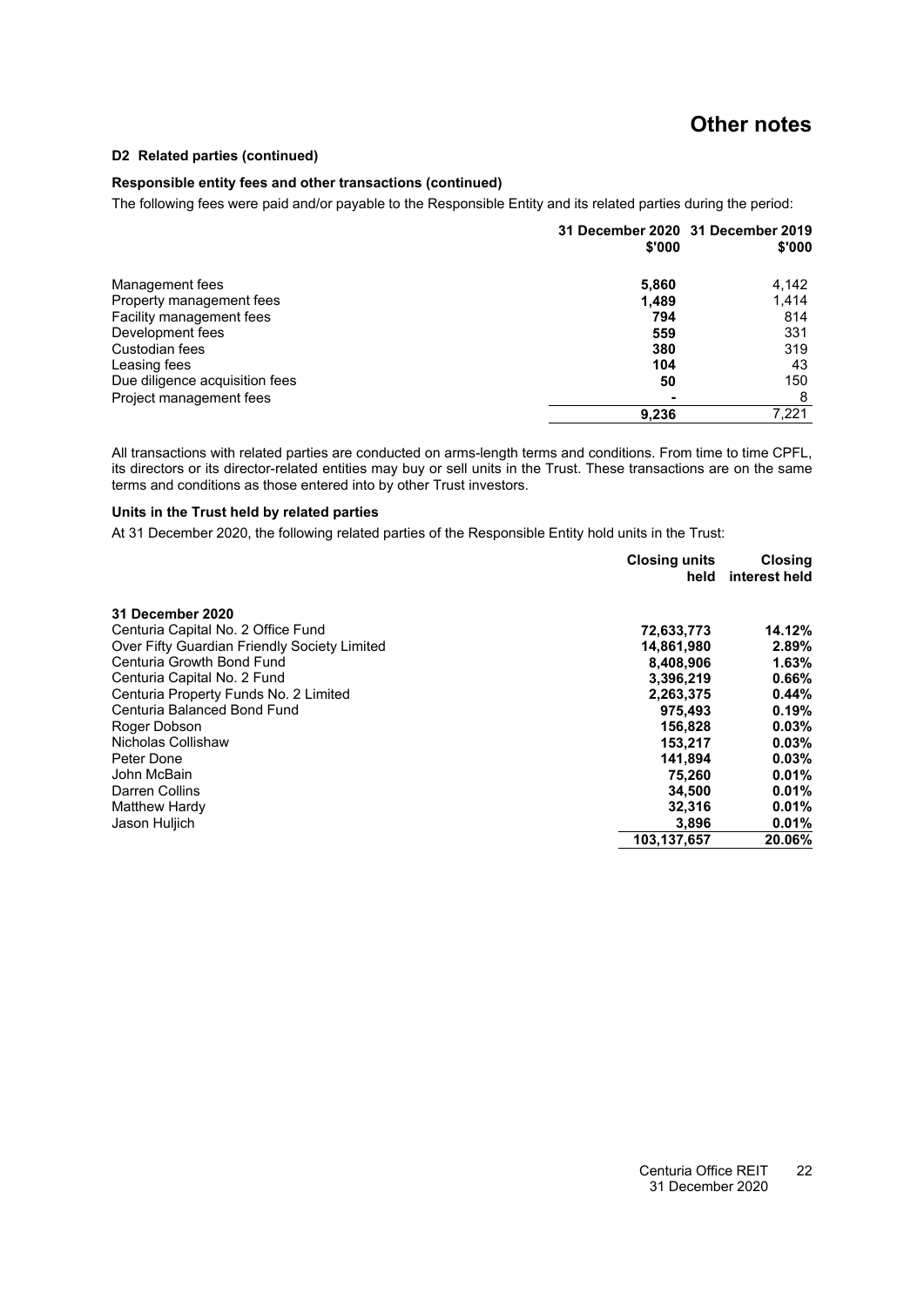# Other notes

### D2 Related parties (continued)

#### Responsible entity fees and other transactions (continued)

The following fees were paid and/or payable to the Responsible Entity and its related parties during the period:

| | 31 December 2020 $'000 | 31 December 2019 $'000 |
|---|---|---|
| Management fees | **5,860** | 4,142 |
| Property management fees | **1,489** | 1,414 |
| Facility management fees | **794** | 814 |
| Development fees | **559** | 331 |
| Custodian fees | **380** | 319 |
| Leasing fees | **104** | 43 |
| Due diligence acquisition fees | **50** | 150 |
| Project management fees | **-** | 8 |
| | **9,236** | 7,221 |

All transactions with related parties are conducted on arms-length terms and conditions. From time to time CPFL, its directors or its director-related entities may buy or sell units in the Trust. These transactions are on the same terms and conditions as those entered into by other Trust investors.

#### Units in the Trust held by related parties

At 31 December 2020, the following related parties of the Responsible Entity hold units in the Trust:

| | Closing units held | Closing interest held |
|---|---|---|
| **31 December 2020** | | |
| Centuria Capital No. 2 Office Fund | **72,633,773** | **14.12%** |
| Over Fifty Guardian Friendly Society Limited | **14,861,980** | **2.89%** |
| Centuria Growth Bond Fund | **8,408,906** | **1.63%** |
| Centuria Capital No. 2 Fund | **3,396,219** | **0.66%** |
| Centuria Property Funds No. 2 Limited | **2,263,375** | **0.44%** |
| Centuria Balanced Bond Fund | **975,493** | **0.19%** |
| Roger Dobson | **156,828** | **0.03%** |
| Nicholas Collishaw | **153,217** | **0.03%** |
| Peter Done | **141,894** | **0.03%** |
| John McBain | **75,260** | **0.01%** |
| Darren Collins | **34,500** | **0.01%** |
| Matthew Hardy | **32,316** | **0.01%** |
| Jason Huljich | **3,896** | **0.01%** |
| | **103,137,657** | **20.06%** |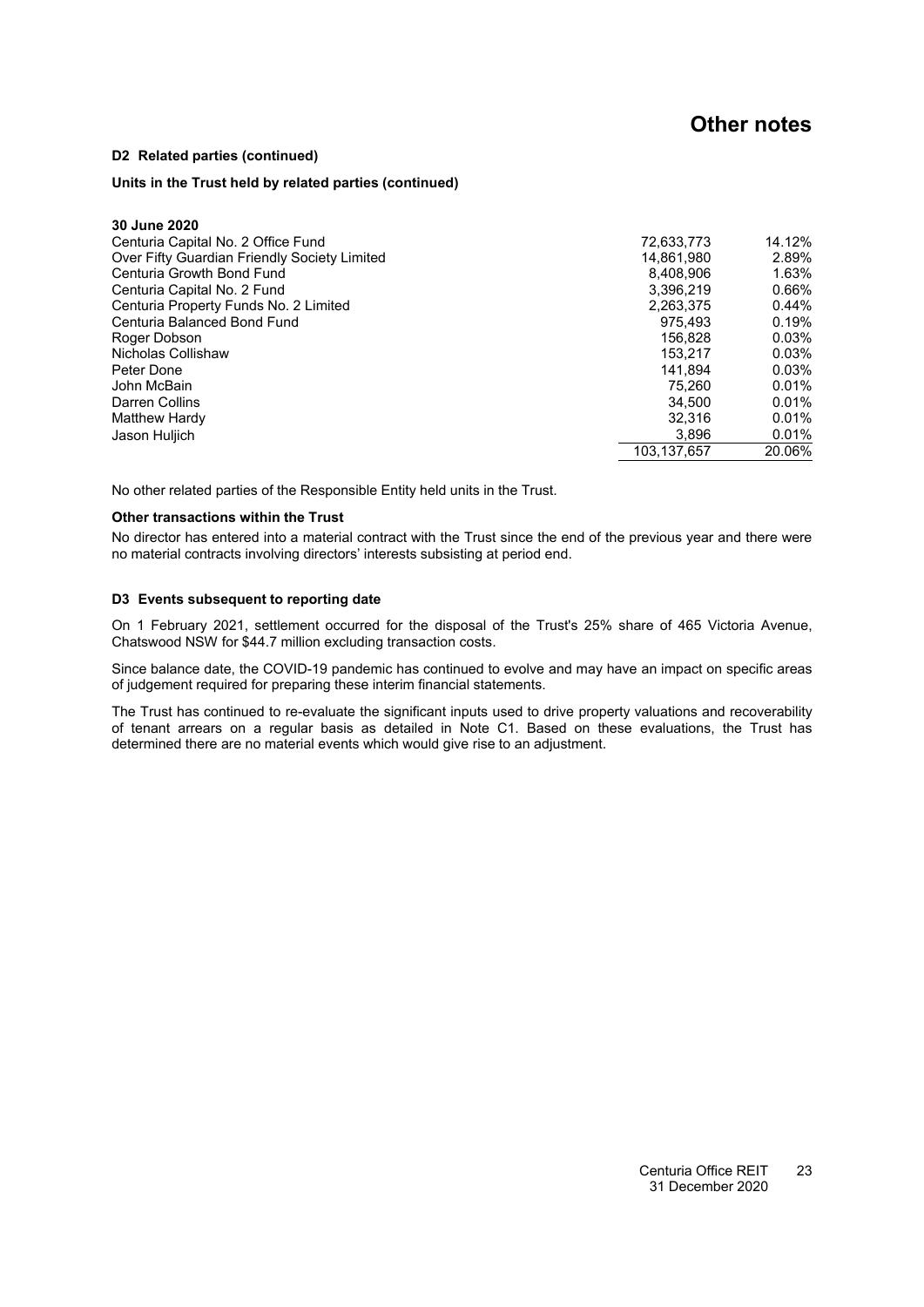# Other notes

**D2 Related parties (continued)**

**Units in the Trust held by related parties (continued)**

| 30 June 2020 | | |
|---|---|---|
| Centuria Capital No. 2 Office Fund | 72,633,773 | 14.12% |
| Over Fifty Guardian Friendly Society Limited | 14,861,980 | 2.89% |
| Centuria Growth Bond Fund | 8,408,906 | 1.63% |
| Centuria Capital No. 2 Fund | 3,396,219 | 0.66% |
| Centuria Property Funds No. 2 Limited | 2,263,375 | 0.44% |
| Centuria Balanced Bond Fund | 975,493 | 0.19% |
| Roger Dobson | 156,828 | 0.03% |
| Nicholas Collishaw | 153,217 | 0.03% |
| Peter Done | 141,894 | 0.03% |
| John McBain | 75,260 | 0.01% |
| Darren Collins | 34,500 | 0.01% |
| Matthew Hardy | 32,316 | 0.01% |
| Jason Huljich | 3,896 | 0.01% |
| | 103,137,657 | 20.06% |

No other related parties of the Responsible Entity held units in the Trust.

**Other transactions within the Trust**

No director has entered into a material contract with the Trust since the end of the previous year and there were no material contracts involving directors' interests subsisting at period end.

**D3 Events subsequent to reporting date**

On 1 February 2021, settlement occurred for the disposal of the Trust's 25% share of 465 Victoria Avenue, Chatswood NSW for $44.7 million excluding transaction costs.

Since balance date, the COVID-19 pandemic has continued to evolve and may have an impact on specific areas of judgement required for preparing these interim financial statements.

The Trust has continued to re-evaluate the significant inputs used to drive property valuations and recoverability of tenant arrears on a regular basis as detailed in Note C1. Based on these evaluations, the Trust has determined there are no material events which would give rise to an adjustment.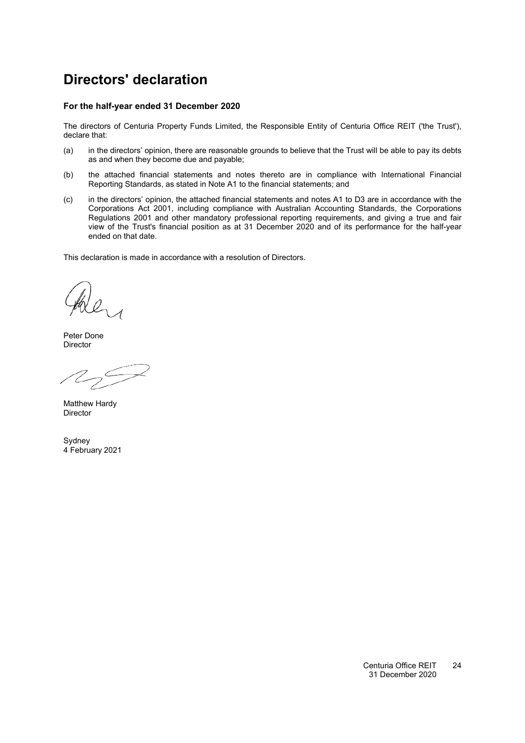# Directors' declaration

### For the half-year ended 31 December 2020

The directors of Centuria Property Funds Limited, the Responsible Entity of Centuria Office REIT ('the Trust'), declare that:

(a) in the directors' opinion, there are reasonable grounds to believe that the Trust will be able to pay its debts as and when they become due and payable;

(b) the attached financial statements and notes thereto are in compliance with International Financial Reporting Standards, as stated in Note A1 to the financial statements; and

(c) in the directors' opinion, the attached financial statements and notes A1 to D3 are in accordance with the Corporations Act 2001, including compliance with Australian Accounting Standards, the Corporations Regulations 2001 and other mandatory professional reporting requirements, and giving a true and fair view of the Trust's financial position as at 31 December 2020 and of its performance for the half-year ended on that date.

This declaration is made in accordance with a resolution of Directors.

Peter Done
Director

Matthew Hardy
Director

Sydney
4 February 2021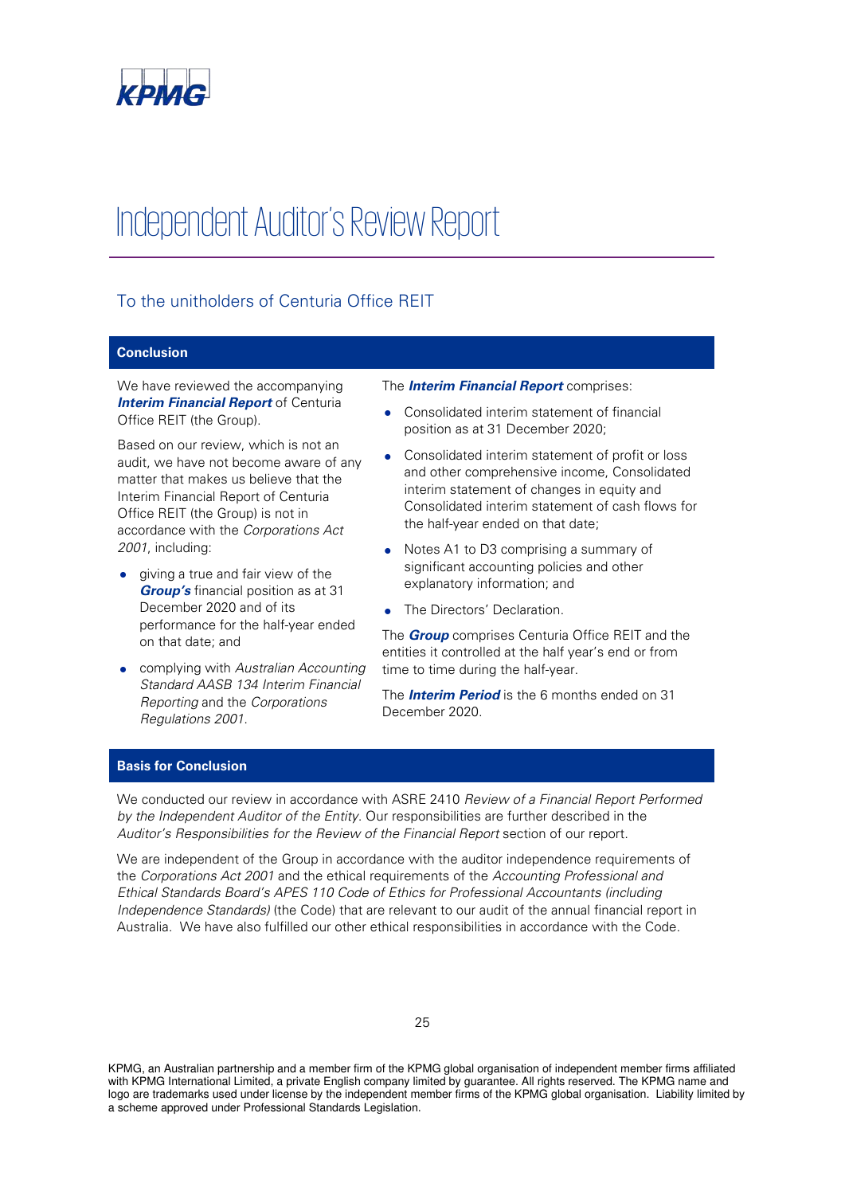# Independent Auditor's Review Report

## To the unitholders of Centuria Office REIT

### Conclusion

We have reviewed the accompanying ***Interim Financial Report*** of Centuria Office REIT (the Group).

Based on our review, which is not an audit, we have not become aware of any matter that makes us believe that the Interim Financial Report of Centuria Office REIT (the Group) is not in accordance with the *Corporations Act 2001*, including:

- giving a true and fair view of the ***Group's*** financial position as at 31 December 2020 and of its performance for the half-year ended on that date; and
- complying with *Australian Accounting Standard AASB 134 Interim Financial Reporting* and the *Corporations Regulations 2001*.

The ***Interim Financial Report*** comprises:

- Consolidated interim statement of financial position as at 31 December 2020;
- Consolidated interim statement of profit or loss and other comprehensive income, Consolidated interim statement of changes in equity and Consolidated interim statement of cash flows for the half-year ended on that date;
- Notes A1 to D3 comprising a summary of significant accounting policies and other explanatory information; and
- The Directors' Declaration.

The ***Group*** comprises Centuria Office REIT and the entities it controlled at the half year's end or from time to time during the half-year.

The ***Interim Period*** is the 6 months ended on 31 December 2020.

### Basis for Conclusion

We conducted our review in accordance with ASRE 2410 *Review of a Financial Report Performed by the Independent Auditor of the Entity*. Our responsibilities are further described in the *Auditor's Responsibilities for the Review of the Financial Report* section of our report.

We are independent of the Group in accordance with the auditor independence requirements of the *Corporations Act 2001* and the ethical requirements of the *Accounting Professional and Ethical Standards Board's APES 110 Code of Ethics for Professional Accountants (including Independence Standards)* (the Code) that are relevant to our audit of the annual financial report in Australia. We have also fulfilled our other ethical responsibilities in accordance with the Code.

KPMG, an Australian partnership and a member firm of the KPMG global organisation of independent member firms affiliated with KPMG International Limited, a private English company limited by guarantee. All rights reserved. The KPMG name and logo are trademarks used under license by the independent member firms of the KPMG global organisation. Liability limited by a scheme approved under Professional Standards Legislation.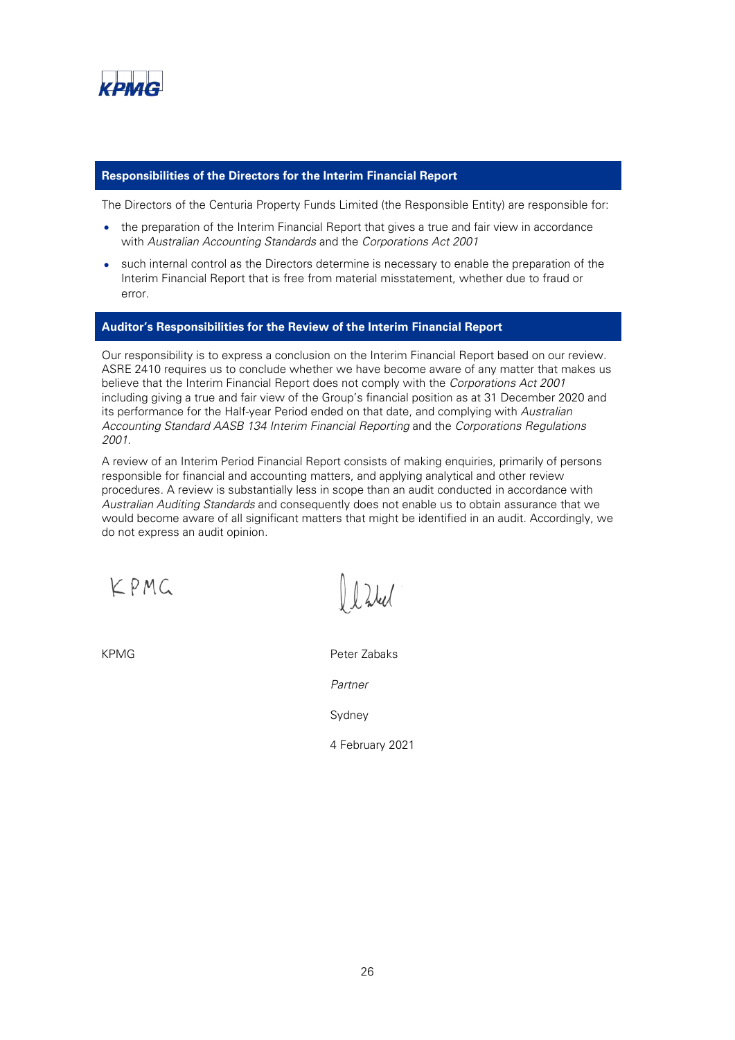## Responsibilities of the Directors for the Interim Financial Report

The Directors of the Centuria Property Funds Limited (the Responsible Entity) are responsible for:

- the preparation of the Interim Financial Report that gives a true and fair view in accordance with *Australian Accounting Standards* and the *Corporations Act 2001*
- such internal control as the Directors determine is necessary to enable the preparation of the Interim Financial Report that is free from material misstatement, whether due to fraud or error.

## Auditor's Responsibilities for the Review of the Interim Financial Report

Our responsibility is to express a conclusion on the Interim Financial Report based on our review. ASRE 2410 requires us to conclude whether we have become aware of any matter that makes us believe that the Interim Financial Report does not comply with the *Corporations Act 2001* including giving a true and fair view of the Group's financial position as at 31 December 2020 and its performance for the Half-year Period ended on that date, and complying with *Australian Accounting Standard AASB 134 Interim Financial Reporting* and the *Corporations Regulations 2001*.

A review of an Interim Period Financial Report consists of making enquiries, primarily of persons responsible for financial and accounting matters, and applying analytical and other review procedures. A review is substantially less in scope than an audit conducted in accordance with *Australian Auditing Standards* and consequently does not enable us to obtain assurance that we would become aware of all significant matters that might be identified in an audit. Accordingly, we do not express an audit opinion.

KPMG

Peter Zabaks

*Partner*

Sydney

4 February 2021